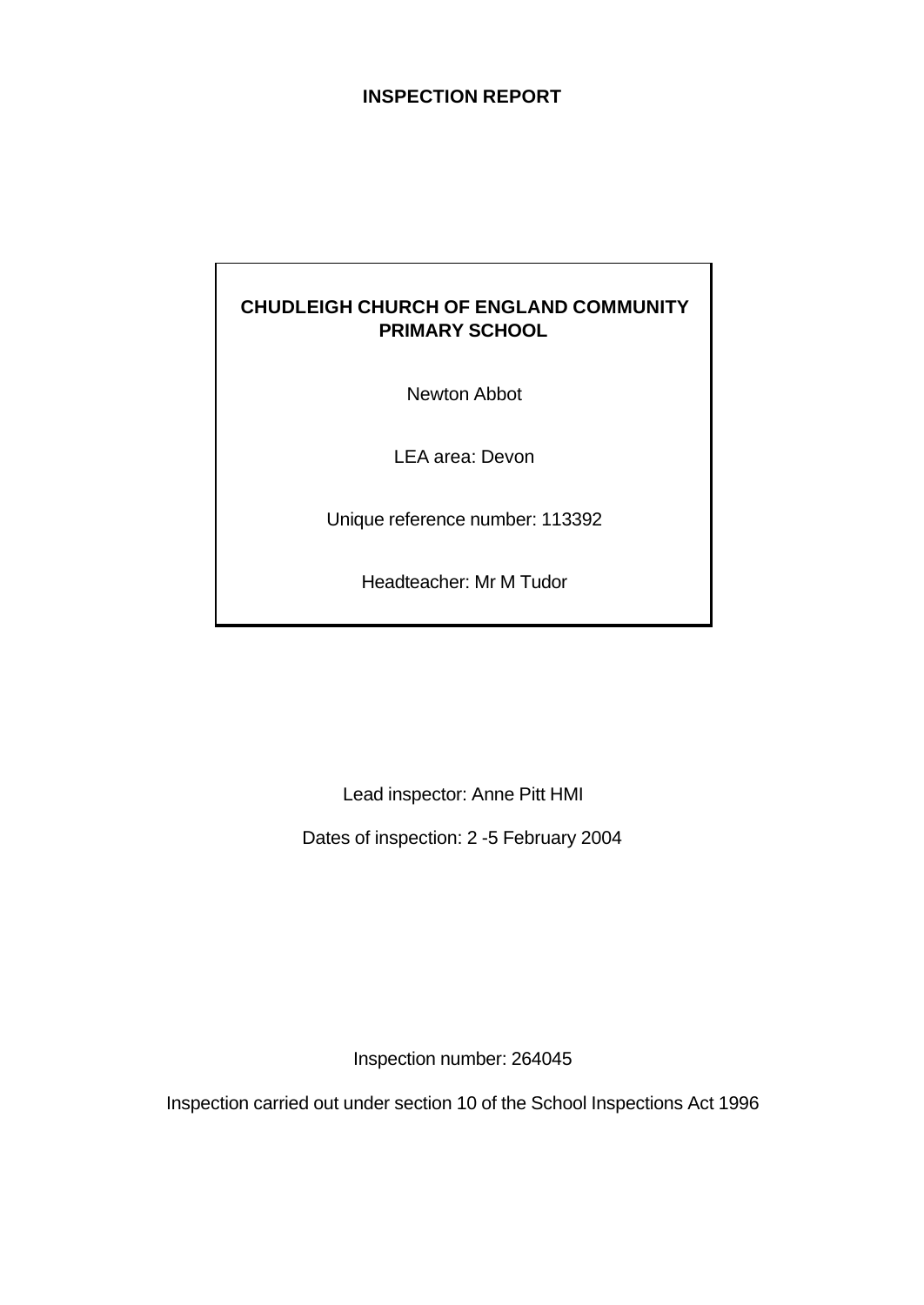# INSPECTION REPORT

**CHUDLEIGH CHURCH OF ENGLAND COMMUNITY PRIMARY SCHOOL**

Newton Abbot

LEA area: Devon

Unique reference number: 113392

Headteacher: Mr M Tudor

Lead inspector: Anne Pitt HMI

Dates of inspection: 2 -5 February 2004

Inspection number: 264045

Inspection carried out under section 10 of the School Inspections Act 1996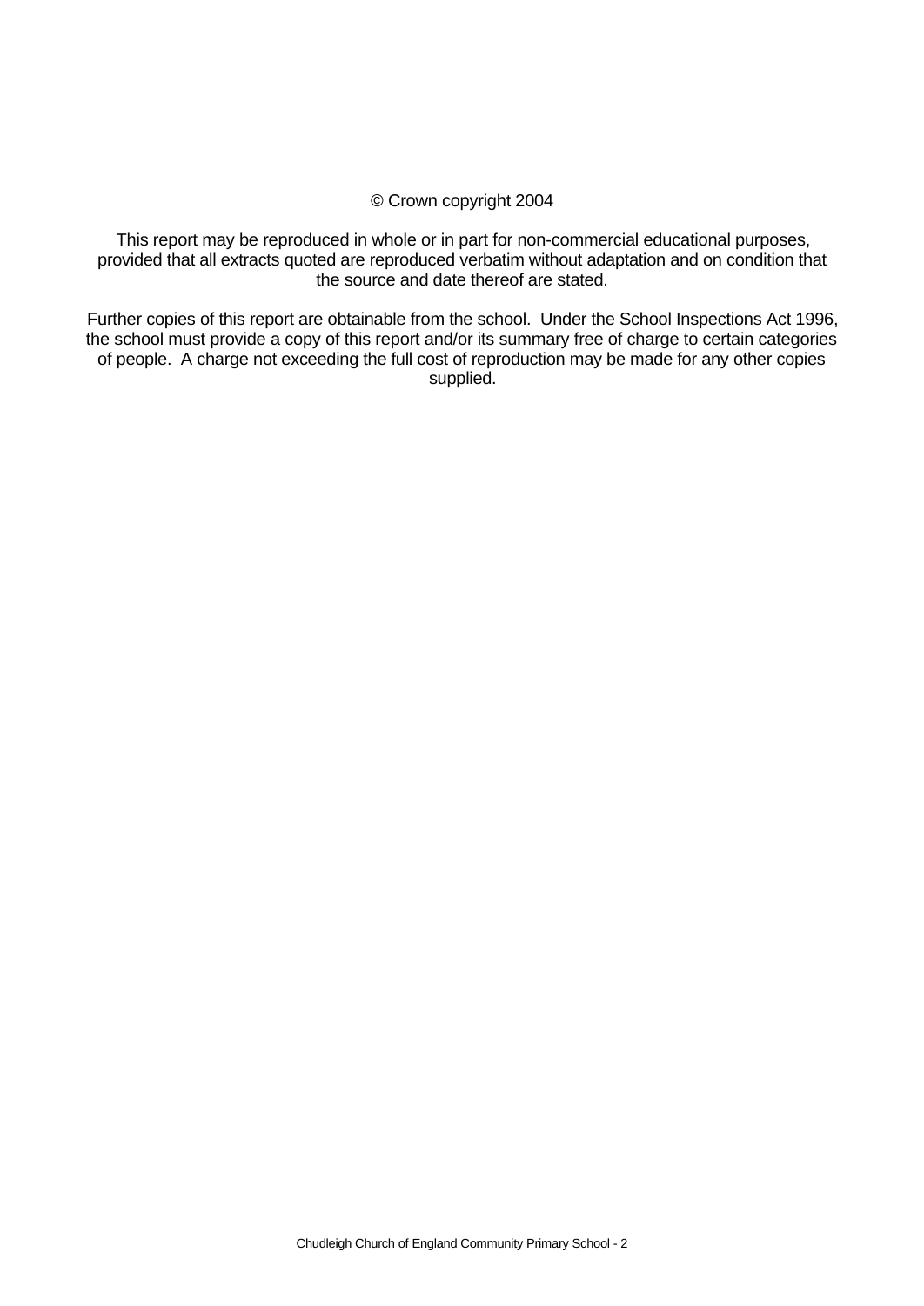© Crown copyright 2004

This report may be reproduced in whole or in part for non-commercial educational purposes, provided that all extracts quoted are reproduced verbatim without adaptation and on condition that the source and date thereof are stated.

Further copies of this report are obtainable from the school. Under the School Inspections Act 1996, the school must provide a copy of this report and/or its summary free of charge to certain categories of people. A charge not exceeding the full cost of reproduction may be made for any other copies supplied.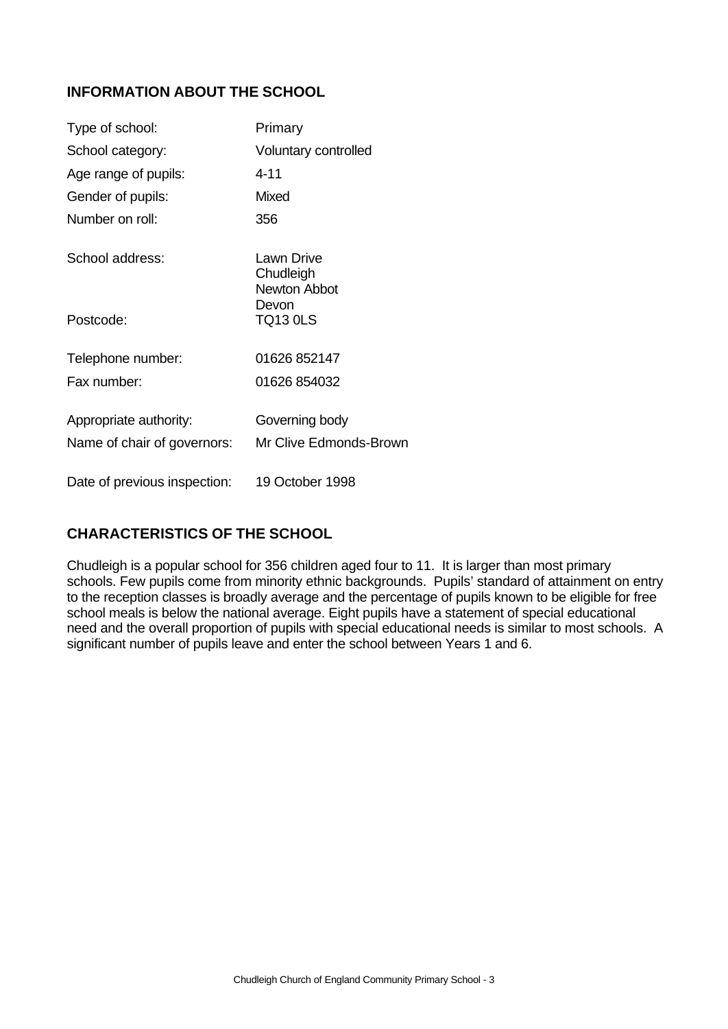## INFORMATION ABOUT THE SCHOOL

| | |
|---|---|
| Type of school: | Primary |
| School category: | Voluntary controlled |
| Age range of pupils: | 4-11 |
| Gender of pupils: | Mixed |
| Number on roll: | 356 |
| School address: | Lawn Drive<br>Chudleigh<br>Newton Abbot<br>Devon |
| Postcode: | TQ13 0LS |
| Telephone number: | 01626 852147 |
| Fax number: | 01626 854032 |
| Appropriate authority: | Governing body |
| Name of chair of governors: | Mr Clive Edmonds-Brown |
| Date of previous inspection: | 19 October 1998 |

## CHARACTERISTICS OF THE SCHOOL

Chudleigh is a popular school for 356 children aged four to 11. It is larger than most primary schools. Few pupils come from minority ethnic backgrounds. Pupils' standard of attainment on entry to the reception classes is broadly average and the percentage of pupils known to be eligible for free school meals is below the national average. Eight pupils have a statement of special educational need and the overall proportion of pupils with special educational needs is similar to most schools. A significant number of pupils leave and enter the school between Years 1 and 6.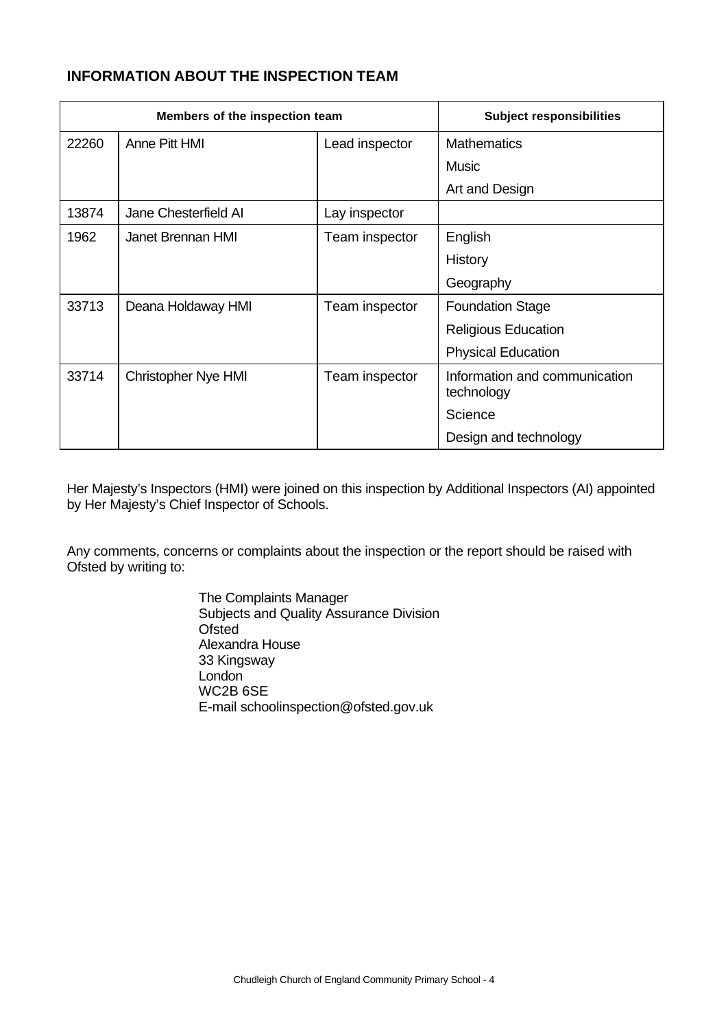## INFORMATION ABOUT THE INSPECTION TEAM

| Members of the inspection team | | | Subject responsibilities |
|---|---|---|---|
| 22260 | Anne Pitt HMI | Lead inspector | Mathematics |
| | | | Music |
| | | | Art and Design |
| 13874 | Jane Chesterfield AI | Lay inspector | |
| 1962 | Janet Brennan HMI | Team inspector | English |
| | | | History |
| | | | Geography |
| 33713 | Deana Holdaway HMI | Team inspector | Foundation Stage |
| | | | Religious Education |
| | | | Physical Education |
| 33714 | Christopher Nye HMI | Team inspector | Information and communication technology |
| | | | Science |
| | | | Design and technology |

Her Majesty's Inspectors (HMI) were joined on this inspection by Additional Inspectors (AI) appointed by Her Majesty's Chief Inspector of Schools.

Any comments, concerns or complaints about the inspection or the report should be raised with Ofsted by writing to:

The Complaints Manager
Subjects and Quality Assurance Division
Ofsted
Alexandra House
33 Kingsway
London
WC2B 6SE
E-mail schoolinspection@ofsted.gov.uk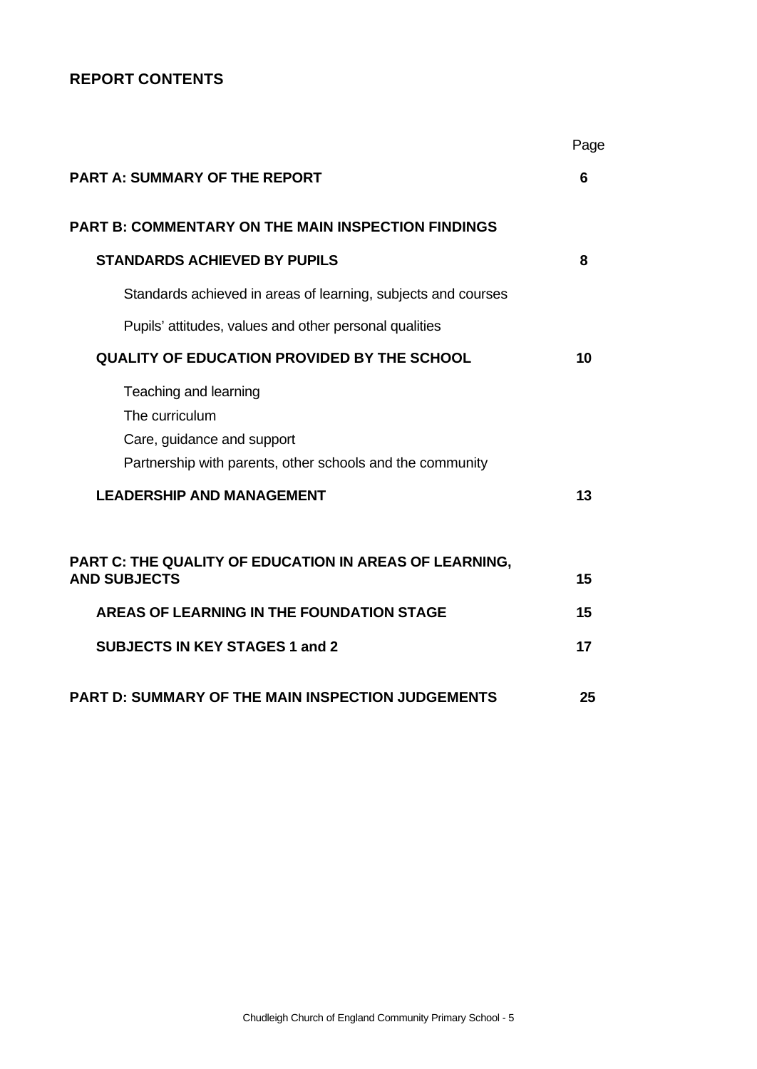## REPORT CONTENTS

| | Page |
|---|---|
| **PART A: SUMMARY OF THE REPORT** | **6** |
| **PART B: COMMENTARY ON THE MAIN INSPECTION FINDINGS** | |
| **STANDARDS ACHIEVED BY PUPILS** | **8** |
| Standards achieved in areas of learning, subjects and courses | |
| Pupils' attitudes, values and other personal qualities | |
| **QUALITY OF EDUCATION PROVIDED BY THE SCHOOL** | **10** |
| Teaching and learning | |
| The curriculum | |
| Care, guidance and support | |
| Partnership with parents, other schools and the community | |
| **LEADERSHIP AND MANAGEMENT** | **13** |
| **PART C: THE QUALITY OF EDUCATION IN AREAS OF LEARNING, AND SUBJECTS** | **15** |
| **AREAS OF LEARNING IN THE FOUNDATION STAGE** | **15** |
| **SUBJECTS IN KEY STAGES 1 and 2** | **17** |
| **PART D: SUMMARY OF THE MAIN INSPECTION JUDGEMENTS** | **25** |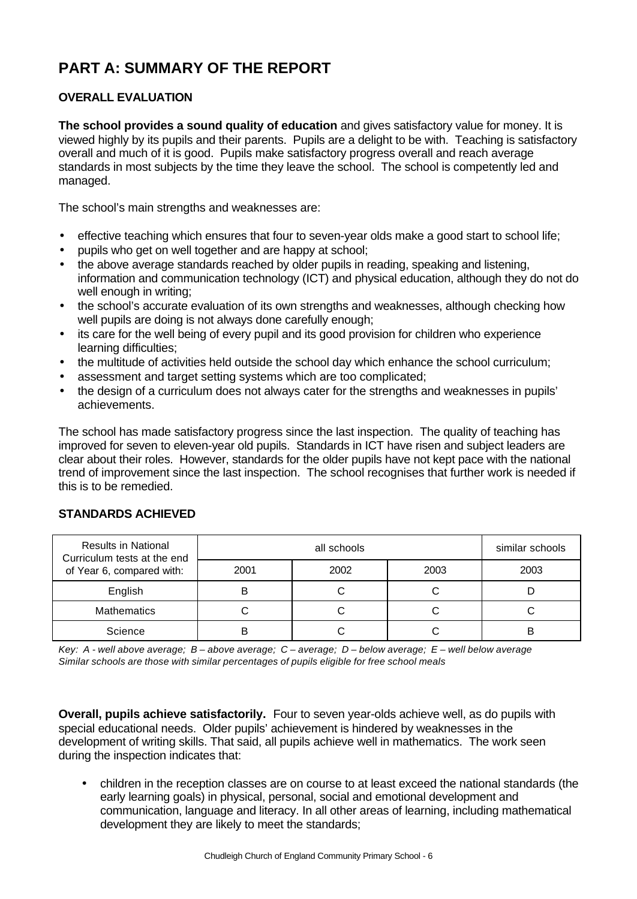# PART A: SUMMARY OF THE REPORT

## OVERALL EVALUATION

**The school provides a sound quality of education** and gives satisfactory value for money. It is viewed highly by its pupils and their parents. Pupils are a delight to be with. Teaching is satisfactory overall and much of it is good. Pupils make satisfactory progress overall and reach average standards in most subjects by the time they leave the school. The school is competently led and managed.

The school's main strengths and weaknesses are:

- effective teaching which ensures that four to seven-year olds make a good start to school life;
- pupils who get on well together and are happy at school;
- the above average standards reached by older pupils in reading, speaking and listening, information and communication technology (ICT) and physical education, although they do not do well enough in writing;
- the school's accurate evaluation of its own strengths and weaknesses, although checking how well pupils are doing is not always done carefully enough;
- its care for the well being of every pupil and its good provision for children who experience learning difficulties;
- the multitude of activities held outside the school day which enhance the school curriculum;
- assessment and target setting systems which are too complicated;
- the design of a curriculum does not always cater for the strengths and weaknesses in pupils' achievements.

The school has made satisfactory progress since the last inspection. The quality of teaching has improved for seven to eleven-year old pupils. Standards in ICT have risen and subject leaders are clear about their roles. However, standards for the older pupils have not kept pace with the national trend of improvement since the last inspection. The school recognises that further work is needed if this is to be remedied.

## STANDARDS ACHIEVED

| Results in National Curriculum tests at the end of Year 6, compared with: | all schools | | | similar schools |
|---|---|---|---|---|
| | 2001 | 2002 | 2003 | 2003 |
| English | B | C | C | D |
| Mathematics | C | C | C | C |
| Science | B | C | C | B |

*Key: A - well above average; B – above average; C – average; D – below average; E – well below average*
*Similar schools are those with similar percentages of pupils eligible for free school meals*

**Overall, pupils achieve satisfactorily.** Four to seven year-olds achieve well, as do pupils with special educational needs. Older pupils' achievement is hindered by weaknesses in the development of writing skills. That said, all pupils achieve well in mathematics. The work seen during the inspection indicates that:

- children in the reception classes are on course to at least exceed the national standards (the early learning goals) in physical, personal, social and emotional development and communication, language and literacy. In all other areas of learning, including mathematical development they are likely to meet the standards;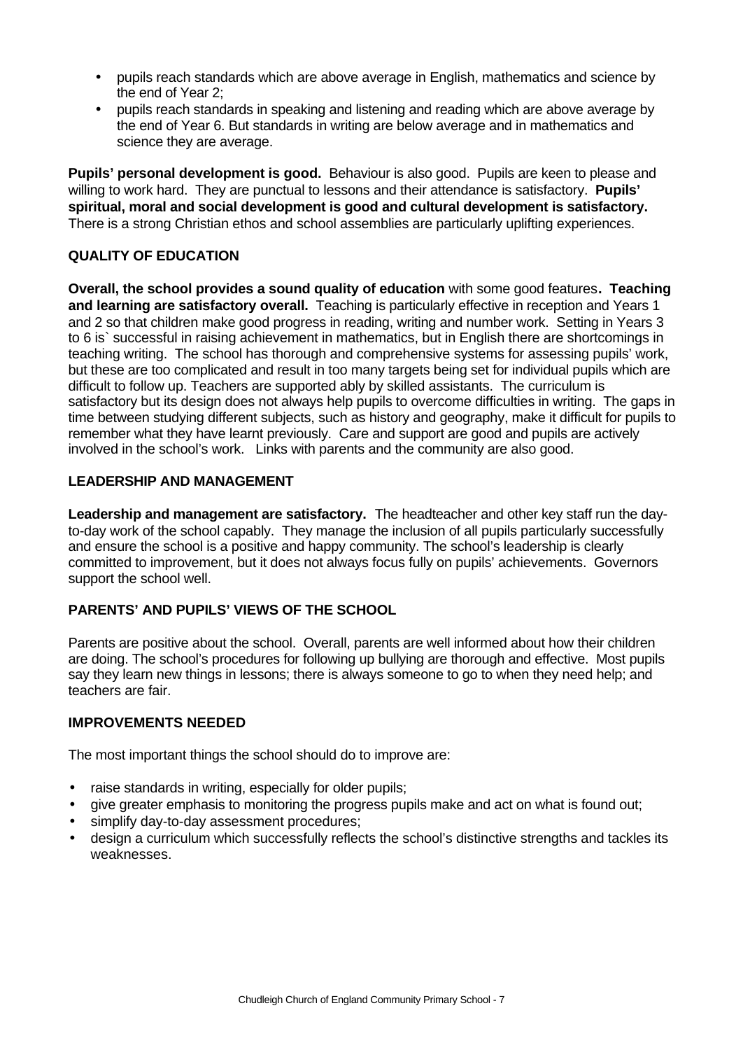- pupils reach standards which are above average in English, mathematics and science by the end of Year 2;
- pupils reach standards in speaking and listening and reading which are above average by the end of Year 6. But standards in writing are below average and in mathematics and science they are average.

**Pupils' personal development is good.** Behaviour is also good. Pupils are keen to please and willing to work hard. They are punctual to lessons and their attendance is satisfactory. **Pupils' spiritual, moral and social development is good and cultural development is satisfactory.** There is a strong Christian ethos and school assemblies are particularly uplifting experiences.

## QUALITY OF EDUCATION

**Overall, the school provides a sound quality of education** with some good features**. Teaching and learning are satisfactory overall.** Teaching is particularly effective in reception and Years 1 and 2 so that children make good progress in reading, writing and number work. Setting in Years 3 to 6 is` successful in raising achievement in mathematics, but in English there are shortcomings in teaching writing. The school has thorough and comprehensive systems for assessing pupils' work, but these are too complicated and result in too many targets being set for individual pupils which are difficult to follow up. Teachers are supported ably by skilled assistants. The curriculum is satisfactory but its design does not always help pupils to overcome difficulties in writing. The gaps in time between studying different subjects, such as history and geography, make it difficult for pupils to remember what they have learnt previously. Care and support are good and pupils are actively involved in the school's work. Links with parents and the community are also good.

## LEADERSHIP AND MANAGEMENT

**Leadership and management are satisfactory.** The headteacher and other key staff run the day-to-day work of the school capably. They manage the inclusion of all pupils particularly successfully and ensure the school is a positive and happy community. The school's leadership is clearly committed to improvement, but it does not always focus fully on pupils' achievements. Governors support the school well.

## PARENTS' AND PUPILS' VIEWS OF THE SCHOOL

Parents are positive about the school. Overall, parents are well informed about how their children are doing. The school's procedures for following up bullying are thorough and effective. Most pupils say they learn new things in lessons; there is always someone to go to when they need help; and teachers are fair.

## IMPROVEMENTS NEEDED

The most important things the school should do to improve are:

- raise standards in writing, especially for older pupils;
- give greater emphasis to monitoring the progress pupils make and act on what is found out;
- simplify day-to-day assessment procedures;
- design a curriculum which successfully reflects the school's distinctive strengths and tackles its weaknesses.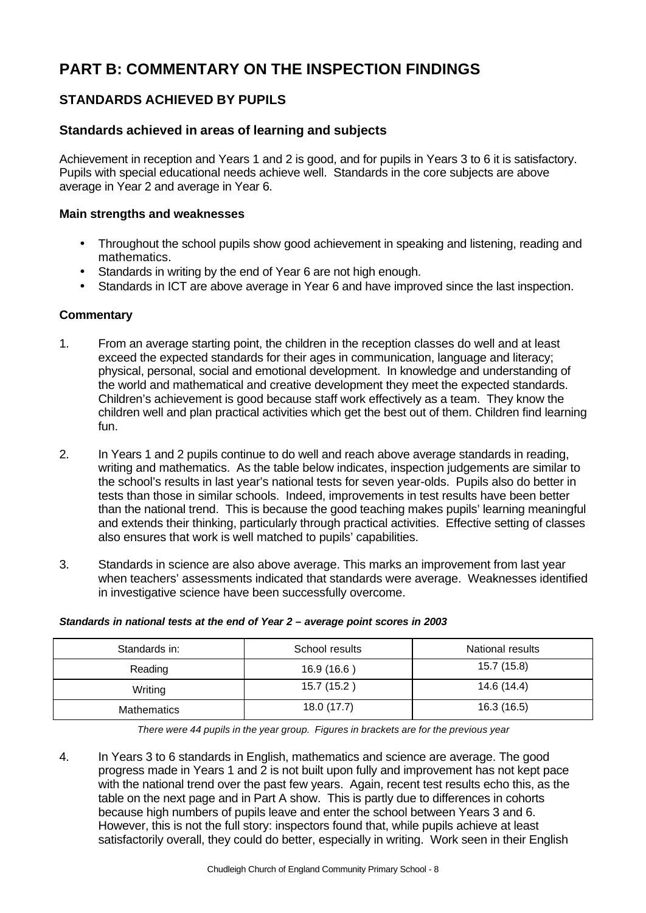# PART B: COMMENTARY ON THE INSPECTION FINDINGS

## STANDARDS ACHIEVED BY PUPILS

### Standards achieved in areas of learning and subjects

Achievement in reception and Years 1 and 2 is good, and for pupils in Years 3 to 6 it is satisfactory. Pupils with special educational needs achieve well. Standards in the core subjects are above average in Year 2 and average in Year 6.

**Main strengths and weaknesses**

- Throughout the school pupils show good achievement in speaking and listening, reading and mathematics.
- Standards in writing by the end of Year 6 are not high enough.
- Standards in ICT are above average in Year 6 and have improved since the last inspection.

**Commentary**

1. From an average starting point, the children in the reception classes do well and at least exceed the expected standards for their ages in communication, language and literacy; physical, personal, social and emotional development. In knowledge and understanding of the world and mathematical and creative development they meet the expected standards. Children's achievement is good because staff work effectively as a team. They know the children well and plan practical activities which get the best out of them. Children find learning fun.

2. In Years 1 and 2 pupils continue to do well and reach above average standards in reading, writing and mathematics. As the table below indicates, inspection judgements are similar to the school's results in last year's national tests for seven year-olds. Pupils also do better in tests than those in similar schools. Indeed, improvements in test results have been better than the national trend. This is because the good teaching makes pupils' learning meaningful and extends their thinking, particularly through practical activities. Effective setting of classes also ensures that work is well matched to pupils' capabilities.

3. Standards in science are also above average. This marks an improvement from last year when teachers' assessments indicated that standards were average. Weaknesses identified in investigative science have been successfully overcome.

***Standards in national tests at the end of Year 2 – average point scores in 2003***

| Standards in: | School results | National results |
|---|---|---|
| Reading | 16.9 (16.6 ) | 15.7 (15.8) |
| Writing | 15.7 (15.2 ) | 14.6 (14.4) |
| Mathematics | 18.0 (17.7) | 16.3 (16.5) |

*There were 44 pupils in the year group. Figures in brackets are for the previous year*

4. In Years 3 to 6 standards in English, mathematics and science are average. The good progress made in Years 1 and 2 is not built upon fully and improvement has not kept pace with the national trend over the past few years. Again, recent test results echo this, as the table on the next page and in Part A show. This is partly due to differences in cohorts because high numbers of pupils leave and enter the school between Years 3 and 6. However, this is not the full story: inspectors found that, while pupils achieve at least satisfactorily overall, they could do better, especially in writing. Work seen in their English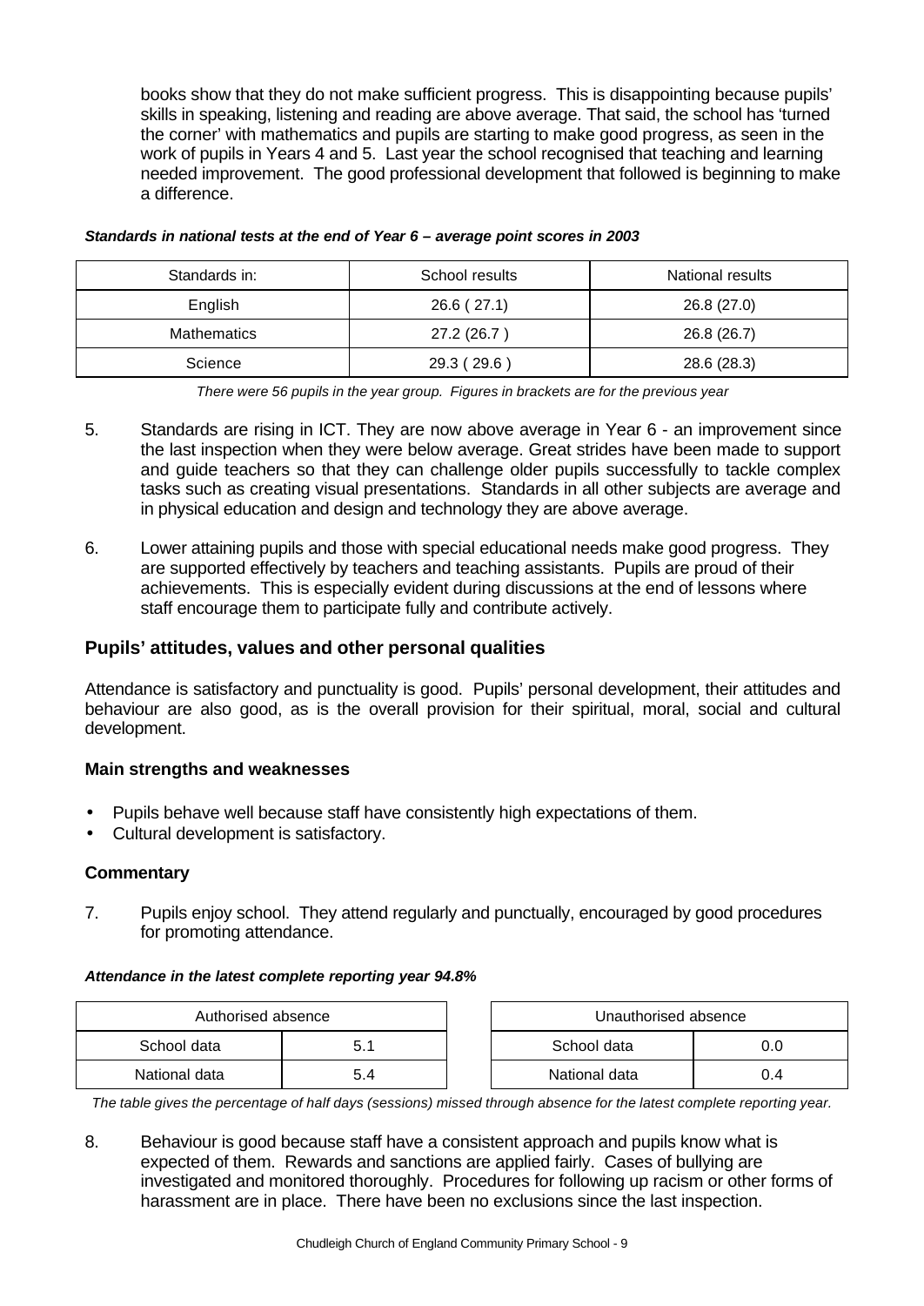books show that they do not make sufficient progress. This is disappointing because pupils' skills in speaking, listening and reading are above average. That said, the school has 'turned the corner' with mathematics and pupils are starting to make good progress, as seen in the work of pupils in Years 4 and 5. Last year the school recognised that teaching and learning needed improvement. The good professional development that followed is beginning to make a difference.

***Standards in national tests at the end of Year 6 – average point scores in 2003***

| Standards in: | School results | National results |
|---|---|---|
| English | 26.6 ( 27.1) | 26.8 (27.0) |
| Mathematics | 27.2 (26.7 ) | 26.8 (26.7) |
| Science | 29.3 ( 29.6 ) | 28.6 (28.3) |

*There were 56 pupils in the year group. Figures in brackets are for the previous year*

5. Standards are rising in ICT. They are now above average in Year 6 - an improvement since the last inspection when they were below average. Great strides have been made to support and guide teachers so that they can challenge older pupils successfully to tackle complex tasks such as creating visual presentations. Standards in all other subjects are average and in physical education and design and technology they are above average.

6. Lower attaining pupils and those with special educational needs make good progress. They are supported effectively by teachers and teaching assistants. Pupils are proud of their achievements. This is especially evident during discussions at the end of lessons where staff encourage them to participate fully and contribute actively.

## Pupils' attitudes, values and other personal qualities

Attendance is satisfactory and punctuality is good. Pupils' personal development, their attitudes and behaviour are also good, as is the overall provision for their spiritual, moral, social and cultural development.

### Main strengths and weaknesses

- Pupils behave well because staff have consistently high expectations of them.
- Cultural development is satisfactory.

### Commentary

7. Pupils enjoy school. They attend regularly and punctually, encouraged by good procedures for promoting attendance.

***Attendance in the latest complete reporting year 94.8%***

| Authorised absence | |
|---|---|
| School data | 5.1 |
| National data | 5.4 |

| Unauthorised absence | |
|---|---|
| School data | 0.0 |
| National data | 0.4 |

*The table gives the percentage of half days (sessions) missed through absence for the latest complete reporting year.*

8. Behaviour is good because staff have a consistent approach and pupils know what is expected of them. Rewards and sanctions are applied fairly. Cases of bullying are investigated and monitored thoroughly. Procedures for following up racism or other forms of harassment are in place. There have been no exclusions since the last inspection.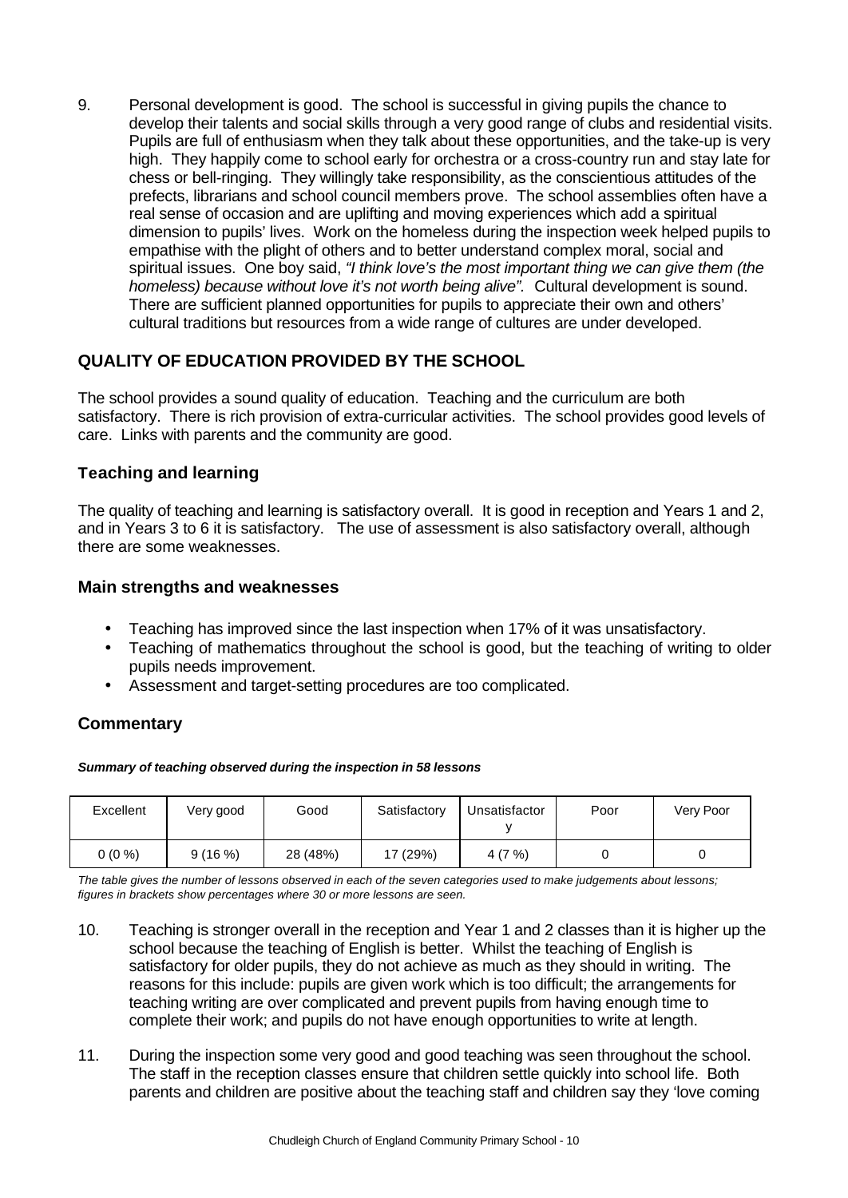9. Personal development is good. The school is successful in giving pupils the chance to develop their talents and social skills through a very good range of clubs and residential visits. Pupils are full of enthusiasm when they talk about these opportunities, and the take-up is very high. They happily come to school early for orchestra or a cross-country run and stay late for chess or bell-ringing. They willingly take responsibility, as the conscientious attitudes of the prefects, librarians and school council members prove. The school assemblies often have a real sense of occasion and are uplifting and moving experiences which add a spiritual dimension to pupils' lives. Work on the homeless during the inspection week helped pupils to empathise with the plight of others and to better understand complex moral, social and spiritual issues. One boy said, *"I think love's the most important thing we can give them (the homeless) because without love it's not worth being alive".* Cultural development is sound. There are sufficient planned opportunities for pupils to appreciate their own and others' cultural traditions but resources from a wide range of cultures are under developed.

## QUALITY OF EDUCATION PROVIDED BY THE SCHOOL

The school provides a sound quality of education. Teaching and the curriculum are both satisfactory. There is rich provision of extra-curricular activities. The school provides good levels of care. Links with parents and the community are good.

### Teaching and learning

The quality of teaching and learning is satisfactory overall. It is good in reception and Years 1 and 2, and in Years 3 to 6 it is satisfactory. The use of assessment is also satisfactory overall, although there are some weaknesses.

### Main strengths and weaknesses

- Teaching has improved since the last inspection when 17% of it was unsatisfactory.
- Teaching of mathematics throughout the school is good, but the teaching of writing to older pupils needs improvement.
- Assessment and target-setting procedures are too complicated.

### Commentary

***Summary of teaching observed during the inspection in 58 lessons***

| Excellent | Very good | Good | Satisfactory | Unsatisfactory | Poor | Very Poor |
|---|---|---|---|---|---|---|
| 0 (0 %) | 9 (16 %) | 28 (48%) | 17 (29%) | 4 (7 %) | 0 | 0 |

*The table gives the number of lessons observed in each of the seven categories used to make judgements about lessons; figures in brackets show percentages where 30 or more lessons are seen.*

10. Teaching is stronger overall in the reception and Year 1 and 2 classes than it is higher up the school because the teaching of English is better. Whilst the teaching of English is satisfactory for older pupils, they do not achieve as much as they should in writing. The reasons for this include: pupils are given work which is too difficult; the arrangements for teaching writing are over complicated and prevent pupils from having enough time to complete their work; and pupils do not have enough opportunities to write at length.

11. During the inspection some very good and good teaching was seen throughout the school. The staff in the reception classes ensure that children settle quickly into school life. Both parents and children are positive about the teaching staff and children say they 'love coming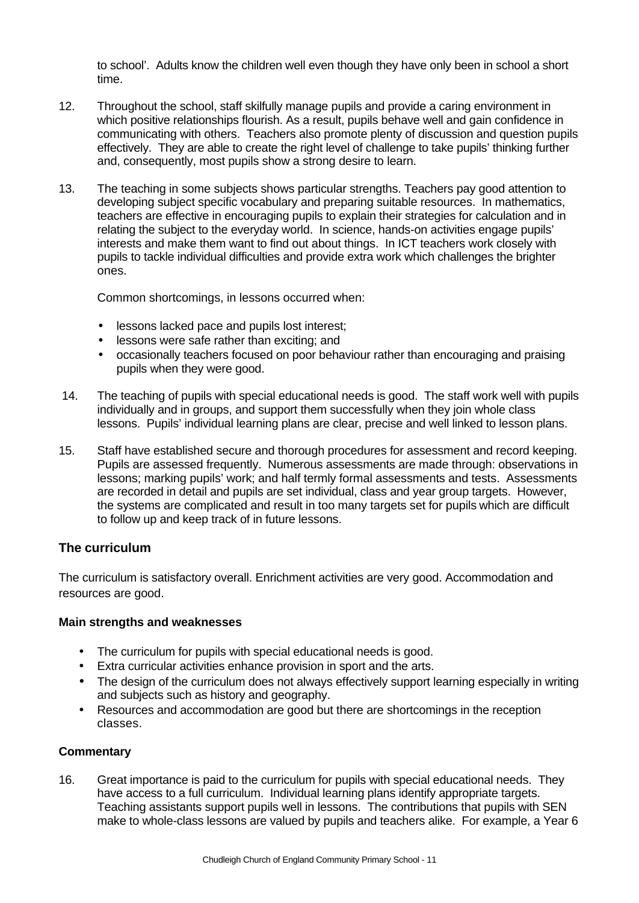to school'. Adults know the children well even though they have only been in school a short time.

12. Throughout the school, staff skilfully manage pupils and provide a caring environment in which positive relationships flourish. As a result, pupils behave well and gain confidence in communicating with others. Teachers also promote plenty of discussion and question pupils effectively. They are able to create the right level of challenge to take pupils' thinking further and, consequently, most pupils show a strong desire to learn.

13. The teaching in some subjects shows particular strengths. Teachers pay good attention to developing subject specific vocabulary and preparing suitable resources. In mathematics, teachers are effective in encouraging pupils to explain their strategies for calculation and in relating the subject to the everyday world. In science, hands-on activities engage pupils' interests and make them want to find out about things. In ICT teachers work closely with pupils to tackle individual difficulties and provide extra work which challenges the brighter ones.

    Common shortcomings, in lessons occurred when:

    - lessons lacked pace and pupils lost interest;
    - lessons were safe rather than exciting; and
    - occasionally teachers focused on poor behaviour rather than encouraging and praising pupils when they were good.

14. The teaching of pupils with special educational needs is good. The staff work well with pupils individually and in groups, and support them successfully when they join whole class lessons. Pupils' individual learning plans are clear, precise and well linked to lesson plans.

15. Staff have established secure and thorough procedures for assessment and record keeping. Pupils are assessed frequently. Numerous assessments are made through: observations in lessons; marking pupils' work; and half termly formal assessments and tests. Assessments are recorded in detail and pupils are set individual, class and year group targets. However, the systems are complicated and result in too many targets set for pupils which are difficult to follow up and keep track of in future lessons.

## The curriculum

The curriculum is satisfactory overall. Enrichment activities are very good. Accommodation and resources are good.

### Main strengths and weaknesses

- The curriculum for pupils with special educational needs is good.
- Extra curricular activities enhance provision in sport and the arts.
- The design of the curriculum does not always effectively support learning especially in writing and subjects such as history and geography.
- Resources and accommodation are good but there are shortcomings in the reception classes.

### Commentary

16. Great importance is paid to the curriculum for pupils with special educational needs. They have access to a full curriculum. Individual learning plans identify appropriate targets. Teaching assistants support pupils well in lessons. The contributions that pupils with SEN make to whole-class lessons are valued by pupils and teachers alike. For example, a Year 6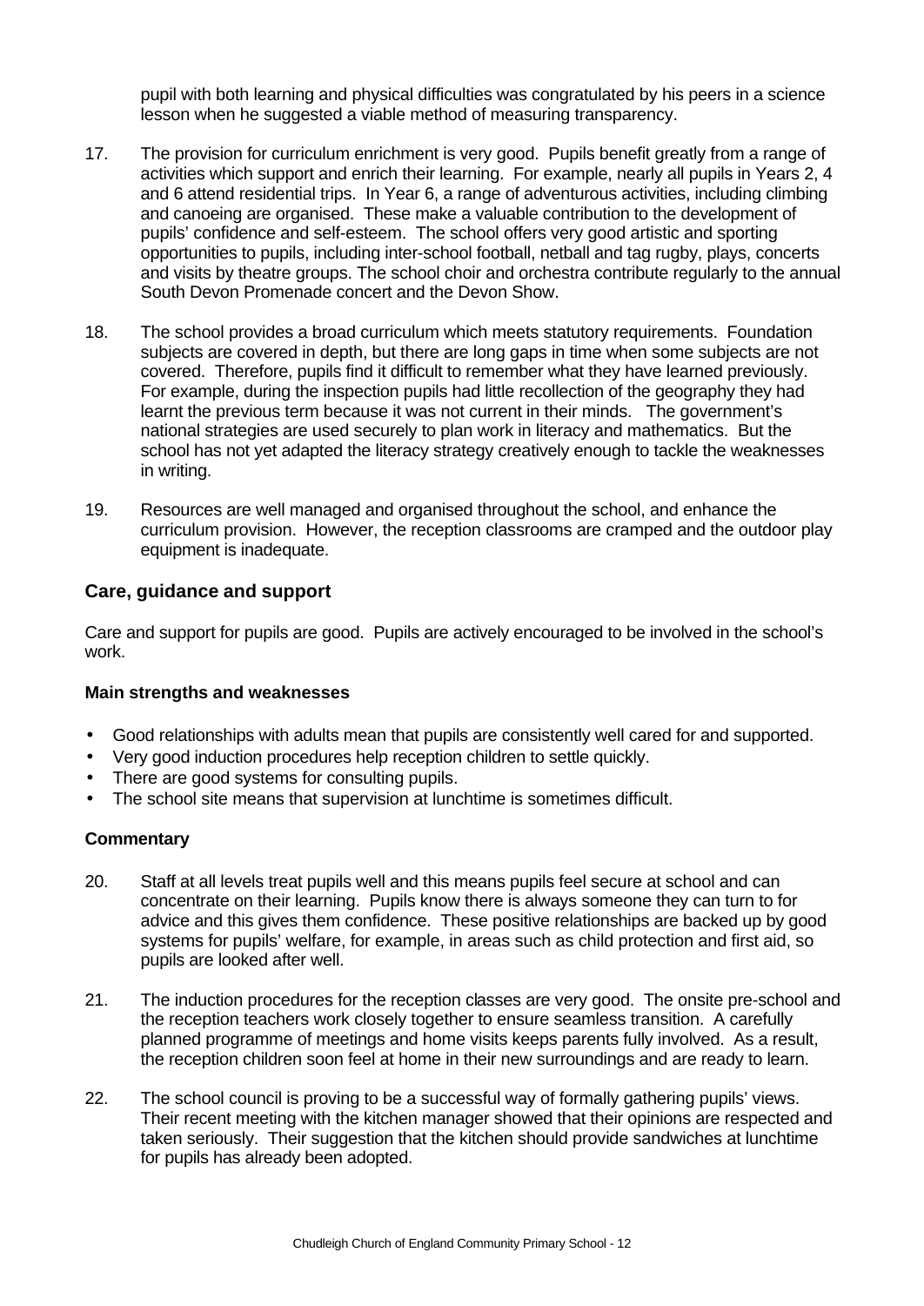pupil with both learning and physical difficulties was congratulated by his peers in a science lesson when he suggested a viable method of measuring transparency.

17. The provision for curriculum enrichment is very good. Pupils benefit greatly from a range of activities which support and enrich their learning. For example, nearly all pupils in Years 2, 4 and 6 attend residential trips. In Year 6, a range of adventurous activities, including climbing and canoeing are organised. These make a valuable contribution to the development of pupils' confidence and self-esteem. The school offers very good artistic and sporting opportunities to pupils, including inter-school football, netball and tag rugby, plays, concerts and visits by theatre groups. The school choir and orchestra contribute regularly to the annual South Devon Promenade concert and the Devon Show.

18. The school provides a broad curriculum which meets statutory requirements. Foundation subjects are covered in depth, but there are long gaps in time when some subjects are not covered. Therefore, pupils find it difficult to remember what they have learned previously. For example, during the inspection pupils had little recollection of the geography they had learnt the previous term because it was not current in their minds. The government's national strategies are used securely to plan work in literacy and mathematics. But the school has not yet adapted the literacy strategy creatively enough to tackle the weaknesses in writing.

19. Resources are well managed and organised throughout the school, and enhance the curriculum provision. However, the reception classrooms are cramped and the outdoor play equipment is inadequate.

## Care, guidance and support

Care and support for pupils are good. Pupils are actively encouraged to be involved in the school's work.

### Main strengths and weaknesses

- Good relationships with adults mean that pupils are consistently well cared for and supported.
- Very good induction procedures help reception children to settle quickly.
- There are good systems for consulting pupils.
- The school site means that supervision at lunchtime is sometimes difficult.

### Commentary

20. Staff at all levels treat pupils well and this means pupils feel secure at school and can concentrate on their learning. Pupils know there is always someone they can turn to for advice and this gives them confidence. These positive relationships are backed up by good systems for pupils' welfare, for example, in areas such as child protection and first aid, so pupils are looked after well.

21. The induction procedures for the reception classes are very good. The onsite pre-school and the reception teachers work closely together to ensure seamless transition. A carefully planned programme of meetings and home visits keeps parents fully involved. As a result, the reception children soon feel at home in their new surroundings and are ready to learn.

22. The school council is proving to be a successful way of formally gathering pupils' views. Their recent meeting with the kitchen manager showed that their opinions are respected and taken seriously. Their suggestion that the kitchen should provide sandwiches at lunchtime for pupils has already been adopted.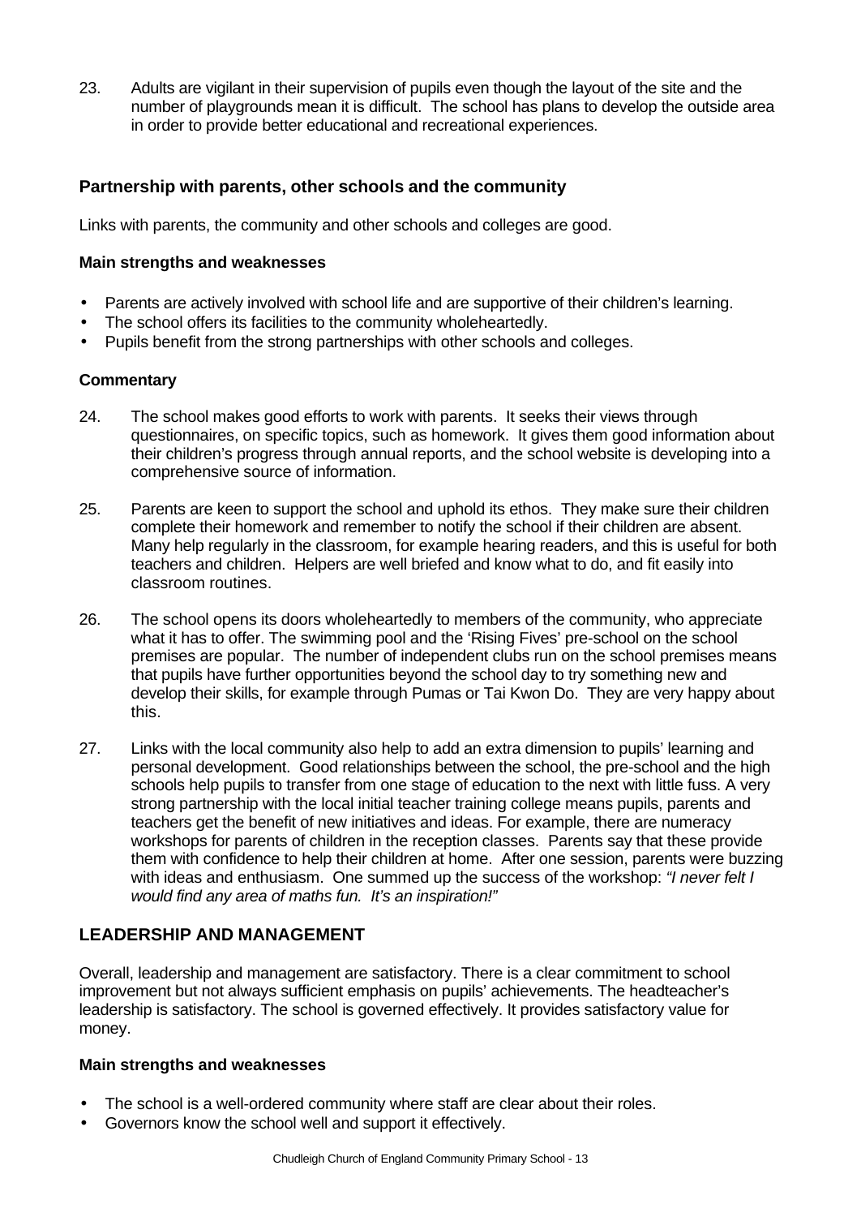23. Adults are vigilant in their supervision of pupils even though the layout of the site and the number of playgrounds mean it is difficult. The school has plans to develop the outside area in order to provide better educational and recreational experiences.

### Partnership with parents, other schools and the community

Links with parents, the community and other schools and colleges are good.

#### Main strengths and weaknesses

- Parents are actively involved with school life and are supportive of their children's learning.
- The school offers its facilities to the community wholeheartedly.
- Pupils benefit from the strong partnerships with other schools and colleges.

#### Commentary

24. The school makes good efforts to work with parents. It seeks their views through questionnaires, on specific topics, such as homework. It gives them good information about their children's progress through annual reports, and the school website is developing into a comprehensive source of information.

25. Parents are keen to support the school and uphold its ethos. They make sure their children complete their homework and remember to notify the school if their children are absent. Many help regularly in the classroom, for example hearing readers, and this is useful for both teachers and children. Helpers are well briefed and know what to do, and fit easily into classroom routines.

26. The school opens its doors wholeheartedly to members of the community, who appreciate what it has to offer. The swimming pool and the 'Rising Fives' pre-school on the school premises are popular. The number of independent clubs run on the school premises means that pupils have further opportunities beyond the school day to try something new and develop their skills, for example through Pumas or Tai Kwon Do. They are very happy about this.

27. Links with the local community also help to add an extra dimension to pupils' learning and personal development. Good relationships between the school, the pre-school and the high schools help pupils to transfer from one stage of education to the next with little fuss. A very strong partnership with the local initial teacher training college means pupils, parents and teachers get the benefit of new initiatives and ideas. For example, there are numeracy workshops for parents of children in the reception classes. Parents say that these provide them with confidence to help their children at home. After one session, parents were buzzing with ideas and enthusiasm. One summed up the success of the workshop: *"I never felt I would find any area of maths fun. It's an inspiration!"*

## LEADERSHIP AND MANAGEMENT

Overall, leadership and management are satisfactory. There is a clear commitment to school improvement but not always sufficient emphasis on pupils' achievements. The headteacher's leadership is satisfactory. The school is governed effectively. It provides satisfactory value for money.

#### Main strengths and weaknesses

- The school is a well-ordered community where staff are clear about their roles.
- Governors know the school well and support it effectively.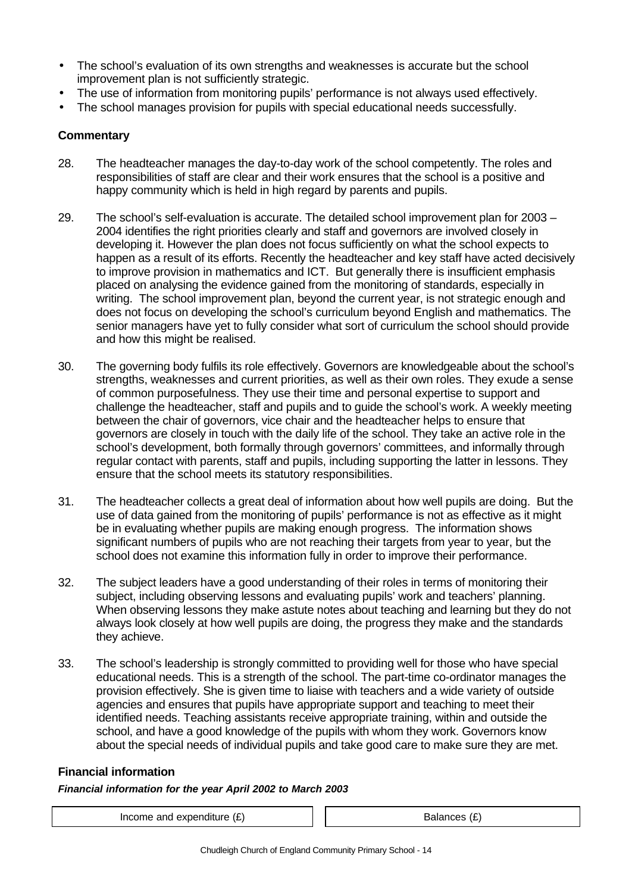- The school's evaluation of its own strengths and weaknesses is accurate but the school improvement plan is not sufficiently strategic.
- The use of information from monitoring pupils' performance is not always used effectively.
- The school manages provision for pupils with special educational needs successfully.

### Commentary

28. The headteacher manages the day-to-day work of the school competently. The roles and responsibilities of staff are clear and their work ensures that the school is a positive and happy community which is held in high regard by parents and pupils.

29. The school's self-evaluation is accurate. The detailed school improvement plan for 2003 – 2004 identifies the right priorities clearly and staff and governors are involved closely in developing it. However the plan does not focus sufficiently on what the school expects to happen as a result of its efforts. Recently the headteacher and key staff have acted decisively to improve provision in mathematics and ICT. But generally there is insufficient emphasis placed on analysing the evidence gained from the monitoring of standards, especially in writing. The school improvement plan, beyond the current year, is not strategic enough and does not focus on developing the school's curriculum beyond English and mathematics. The senior managers have yet to fully consider what sort of curriculum the school should provide and how this might be realised.

30. The governing body fulfils its role effectively. Governors are knowledgeable about the school's strengths, weaknesses and current priorities, as well as their own roles. They exude a sense of common purposefulness. They use their time and personal expertise to support and challenge the headteacher, staff and pupils and to guide the school's work. A weekly meeting between the chair of governors, vice chair and the headteacher helps to ensure that governors are closely in touch with the daily life of the school. They take an active role in the school's development, both formally through governors' committees, and informally through regular contact with parents, staff and pupils, including supporting the latter in lessons. They ensure that the school meets its statutory responsibilities.

31. The headteacher collects a great deal of information about how well pupils are doing. But the use of data gained from the monitoring of pupils' performance is not as effective as it might be in evaluating whether pupils are making enough progress. The information shows significant numbers of pupils who are not reaching their targets from year to year, but the school does not examine this information fully in order to improve their performance.

32. The subject leaders have a good understanding of their roles in terms of monitoring their subject, including observing lessons and evaluating pupils' work and teachers' planning. When observing lessons they make astute notes about teaching and learning but they do not always look closely at how well pupils are doing, the progress they make and the standards they achieve.

33. The school's leadership is strongly committed to providing well for those who have special educational needs. This is a strength of the school. The part-time co-ordinator manages the provision effectively. She is given time to liaise with teachers and a wide variety of outside agencies and ensures that pupils have appropriate support and teaching to meet their identified needs. Teaching assistants receive appropriate training, within and outside the school, and have a good knowledge of the pupils with whom they work. Governors know about the special needs of individual pupils and take good care to make sure they are met.

### Financial information

***Financial information for the year April 2002 to March 2003***

| Income and expenditure (£) | Balances (£) |
| --- | --- |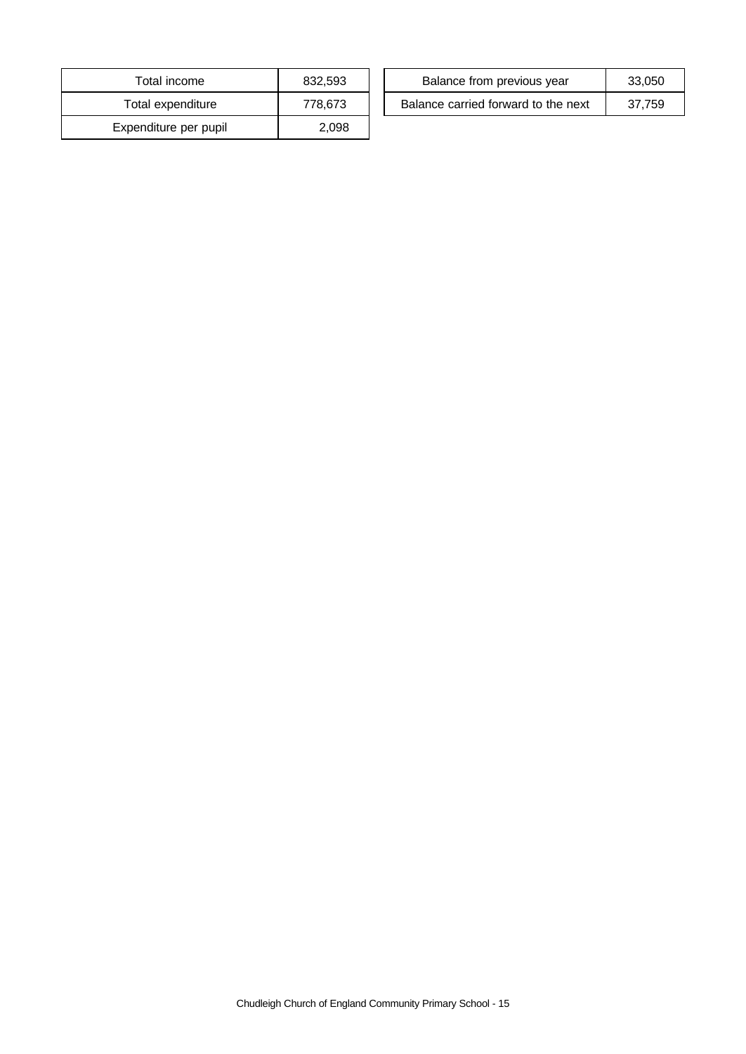| Total income | 832,593 |
| --- | --- |
| Total expenditure | 778,673 |
| Expenditure per pupil | 2,098 |

| Balance from previous year | 33,050 |
| --- | --- |
| Balance carried forward to the next | 37,759 |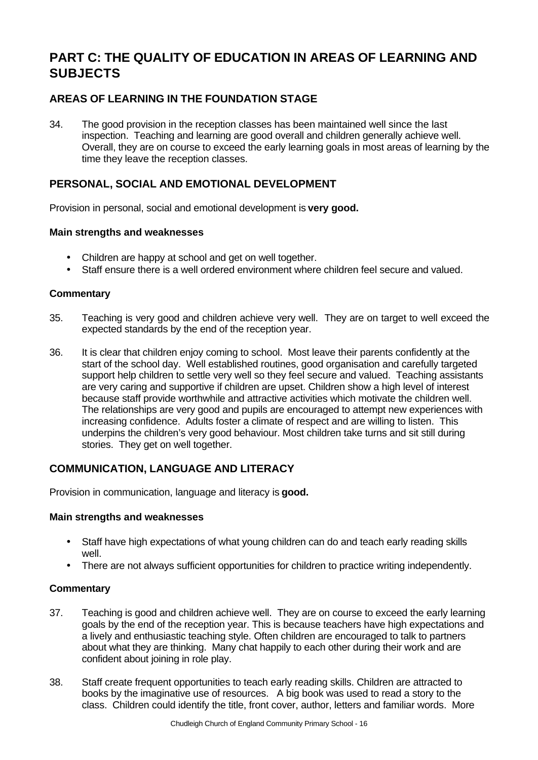# PART C: THE QUALITY OF EDUCATION IN AREAS OF LEARNING AND SUBJECTS

## AREAS OF LEARNING IN THE FOUNDATION STAGE

34. The good provision in the reception classes has been maintained well since the last inspection. Teaching and learning are good overall and children generally achieve well. Overall, they are on course to exceed the early learning goals in most areas of learning by the time they leave the reception classes.

## PERSONAL, SOCIAL AND EMOTIONAL DEVELOPMENT

Provision in personal, social and emotional development is **very good.**

### Main strengths and weaknesses

- Children are happy at school and get on well together.
- Staff ensure there is a well ordered environment where children feel secure and valued.

### Commentary

35. Teaching is very good and children achieve very well. They are on target to well exceed the expected standards by the end of the reception year.

36. It is clear that children enjoy coming to school. Most leave their parents confidently at the start of the school day. Well established routines, good organisation and carefully targeted support help children to settle very well so they feel secure and valued. Teaching assistants are very caring and supportive if children are upset. Children show a high level of interest because staff provide worthwhile and attractive activities which motivate the children well. The relationships are very good and pupils are encouraged to attempt new experiences with increasing confidence. Adults foster a climate of respect and are willing to listen. This underpins the children's very good behaviour. Most children take turns and sit still during stories. They get on well together.

## COMMUNICATION, LANGUAGE AND LITERACY

Provision in communication, language and literacy is **good.**

### Main strengths and weaknesses

- Staff have high expectations of what young children can do and teach early reading skills well.
- There are not always sufficient opportunities for children to practice writing independently.

### Commentary

37. Teaching is good and children achieve well. They are on course to exceed the early learning goals by the end of the reception year. This is because teachers have high expectations and a lively and enthusiastic teaching style. Often children are encouraged to talk to partners about what they are thinking. Many chat happily to each other during their work and are confident about joining in role play.

38. Staff create frequent opportunities to teach early reading skills. Children are attracted to books by the imaginative use of resources. A big book was used to read a story to the class. Children could identify the title, front cover, author, letters and familiar words. More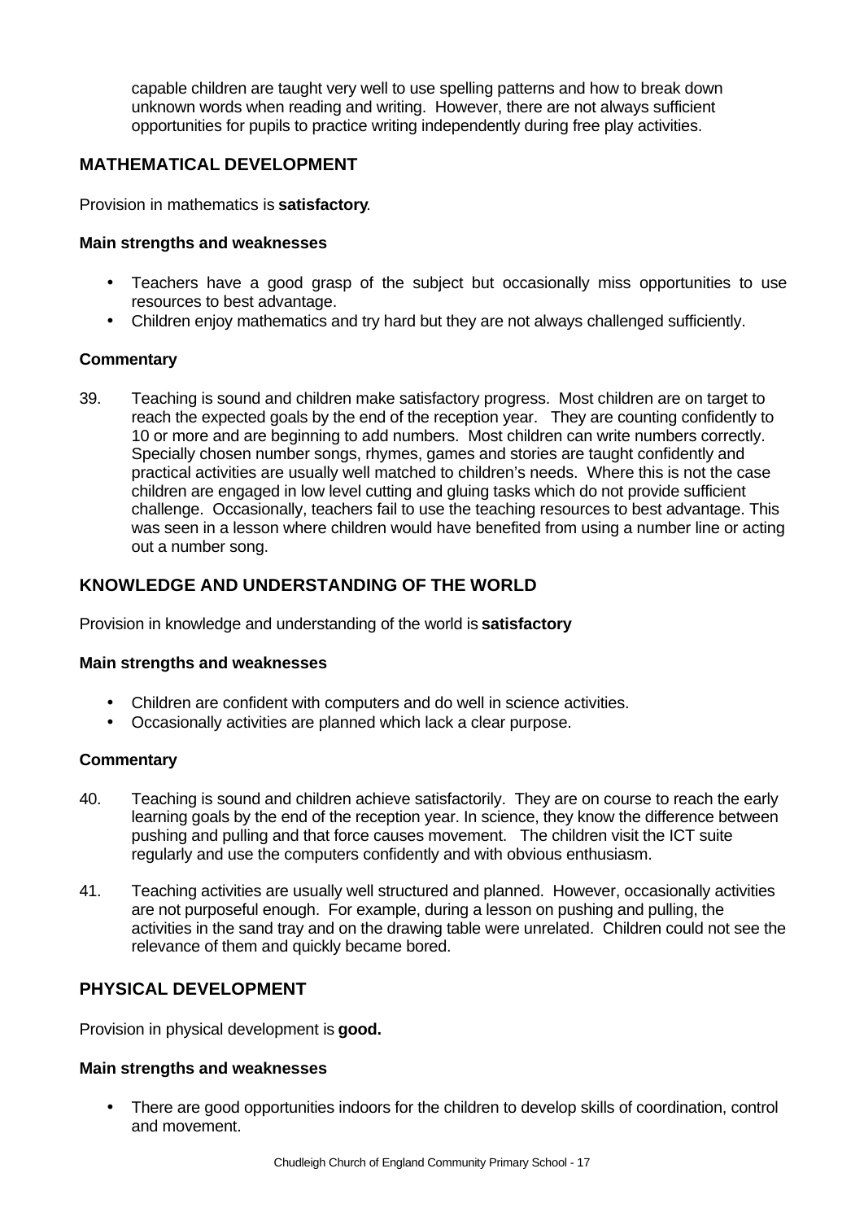capable children are taught very well to use spelling patterns and how to break down unknown words when reading and writing. However, there are not always sufficient opportunities for pupils to practice writing independently during free play activities.

## MATHEMATICAL DEVELOPMENT

Provision in mathematics is **satisfactory**.

### Main strengths and weaknesses

- Teachers have a good grasp of the subject but occasionally miss opportunities to use resources to best advantage.
- Children enjoy mathematics and try hard but they are not always challenged sufficiently.

### Commentary

39. Teaching is sound and children make satisfactory progress. Most children are on target to reach the expected goals by the end of the reception year. They are counting confidently to 10 or more and are beginning to add numbers. Most children can write numbers correctly. Specially chosen number songs, rhymes, games and stories are taught confidently and practical activities are usually well matched to children's needs. Where this is not the case children are engaged in low level cutting and gluing tasks which do not provide sufficient challenge. Occasionally, teachers fail to use the teaching resources to best advantage. This was seen in a lesson where children would have benefited from using a number line or acting out a number song.

## KNOWLEDGE AND UNDERSTANDING OF THE WORLD

Provision in knowledge and understanding of the world is **satisfactory**

### Main strengths and weaknesses

- Children are confident with computers and do well in science activities.
- Occasionally activities are planned which lack a clear purpose.

### Commentary

40. Teaching is sound and children achieve satisfactorily. They are on course to reach the early learning goals by the end of the reception year. In science, they know the difference between pushing and pulling and that force causes movement. The children visit the ICT suite regularly and use the computers confidently and with obvious enthusiasm.

41. Teaching activities are usually well structured and planned. However, occasionally activities are not purposeful enough. For example, during a lesson on pushing and pulling, the activities in the sand tray and on the drawing table were unrelated. Children could not see the relevance of them and quickly became bored.

## PHYSICAL DEVELOPMENT

Provision in physical development is **good.**

### Main strengths and weaknesses

- There are good opportunities indoors for the children to develop skills of coordination, control and movement.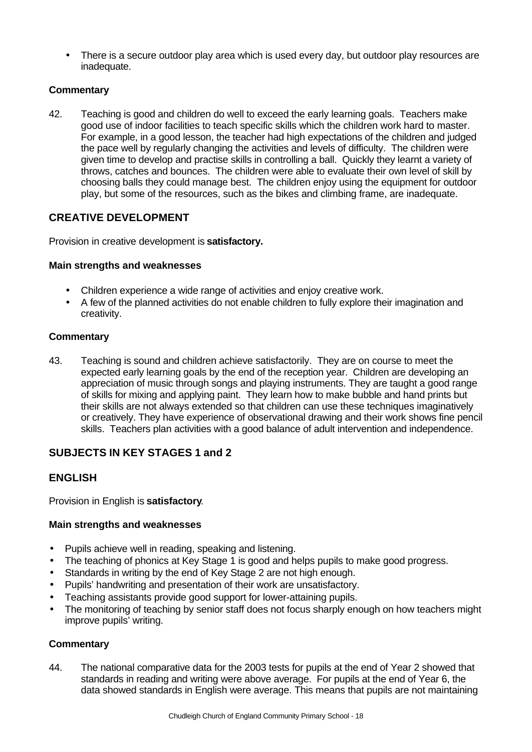- There is a secure outdoor play area which is used every day, but outdoor play resources are inadequate.

#### Commentary

42. Teaching is good and children do well to exceed the early learning goals. Teachers make good use of indoor facilities to teach specific skills which the children work hard to master. For example, in a good lesson, the teacher had high expectations of the children and judged the pace well by regularly changing the activities and levels of difficulty. The children were given time to develop and practise skills in controlling a ball. Quickly they learnt a variety of throws, catches and bounces. The children were able to evaluate their own level of skill by choosing balls they could manage best. The children enjoy using the equipment for outdoor play, but some of the resources, such as the bikes and climbing frame, are inadequate.

## CREATIVE DEVELOPMENT

Provision in creative development is **satisfactory.**

#### Main strengths and weaknesses

- Children experience a wide range of activities and enjoy creative work.
- A few of the planned activities do not enable children to fully explore their imagination and creativity.

#### Commentary

43. Teaching is sound and children achieve satisfactorily. They are on course to meet the expected early learning goals by the end of the reception year. Children are developing an appreciation of music through songs and playing instruments. They are taught a good range of skills for mixing and applying paint. They learn how to make bubble and hand prints but their skills are not always extended so that children can use these techniques imaginatively or creatively. They have experience of observational drawing and their work shows fine pencil skills. Teachers plan activities with a good balance of adult intervention and independence.

## SUBJECTS IN KEY STAGES 1 and 2

## ENGLISH

Provision in English is **satisfactory**.

#### Main strengths and weaknesses

- Pupils achieve well in reading, speaking and listening.
- The teaching of phonics at Key Stage 1 is good and helps pupils to make good progress.
- Standards in writing by the end of Key Stage 2 are not high enough.
- Pupils' handwriting and presentation of their work are unsatisfactory.
- Teaching assistants provide good support for lower-attaining pupils.
- The monitoring of teaching by senior staff does not focus sharply enough on how teachers might improve pupils' writing.

#### Commentary

44. The national comparative data for the 2003 tests for pupils at the end of Year 2 showed that standards in reading and writing were above average. For pupils at the end of Year 6, the data showed standards in English were average. This means that pupils are not maintaining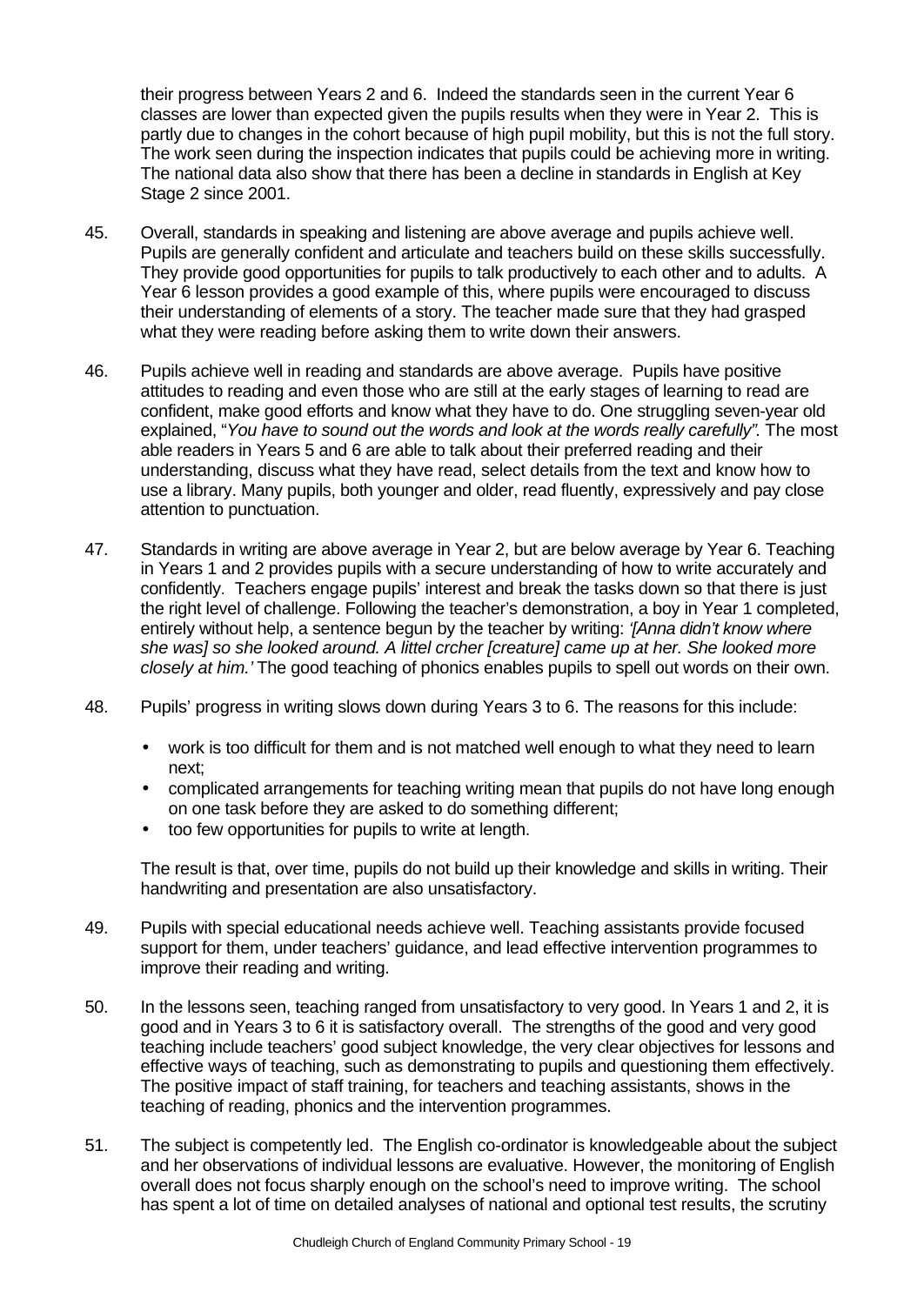their progress between Years 2 and 6. Indeed the standards seen in the current Year 6 classes are lower than expected given the pupils results when they were in Year 2. This is partly due to changes in the cohort because of high pupil mobility, but this is not the full story. The work seen during the inspection indicates that pupils could be achieving more in writing. The national data also show that there has been a decline in standards in English at Key Stage 2 since 2001.

45. Overall, standards in speaking and listening are above average and pupils achieve well. Pupils are generally confident and articulate and teachers build on these skills successfully. They provide good opportunities for pupils to talk productively to each other and to adults. A Year 6 lesson provides a good example of this, where pupils were encouraged to discuss their understanding of elements of a story. The teacher made sure that they had grasped what they were reading before asking them to write down their answers.

46. Pupils achieve well in reading and standards are above average. Pupils have positive attitudes to reading and even those who are still at the early stages of learning to read are confident, make good efforts and know what they have to do. One struggling seven-year old explained, "*You have to sound out the words and look at the words really carefully".* The most able readers in Years 5 and 6 are able to talk about their preferred reading and their understanding, discuss what they have read, select details from the text and know how to use a library. Many pupils, both younger and older, read fluently, expressively and pay close attention to punctuation.

47. Standards in writing are above average in Year 2, but are below average by Year 6. Teaching in Years 1 and 2 provides pupils with a secure understanding of how to write accurately and confidently. Teachers engage pupils' interest and break the tasks down so that there is just the right level of challenge. Following the teacher's demonstration, a boy in Year 1 completed, entirely without help, a sentence begun by the teacher by writing: *'[Anna didn't know where she was] so she looked around. A littel crcher [creature] came up at her. She looked more closely at him.'* The good teaching of phonics enables pupils to spell out words on their own.

48. Pupils' progress in writing slows down during Years 3 to 6. The reasons for this include:

- work is too difficult for them and is not matched well enough to what they need to learn next;
- complicated arrangements for teaching writing mean that pupils do not have long enough on one task before they are asked to do something different;
- too few opportunities for pupils to write at length.

The result is that, over time, pupils do not build up their knowledge and skills in writing. Their handwriting and presentation are also unsatisfactory.

49. Pupils with special educational needs achieve well. Teaching assistants provide focused support for them, under teachers' guidance, and lead effective intervention programmes to improve their reading and writing.

50. In the lessons seen, teaching ranged from unsatisfactory to very good. In Years 1 and 2, it is good and in Years 3 to 6 it is satisfactory overall. The strengths of the good and very good teaching include teachers' good subject knowledge, the very clear objectives for lessons and effective ways of teaching, such as demonstrating to pupils and questioning them effectively. The positive impact of staff training, for teachers and teaching assistants, shows in the teaching of reading, phonics and the intervention programmes.

51. The subject is competently led. The English co-ordinator is knowledgeable about the subject and her observations of individual lessons are evaluative. However, the monitoring of English overall does not focus sharply enough on the school's need to improve writing. The school has spent a lot of time on detailed analyses of national and optional test results, the scrutiny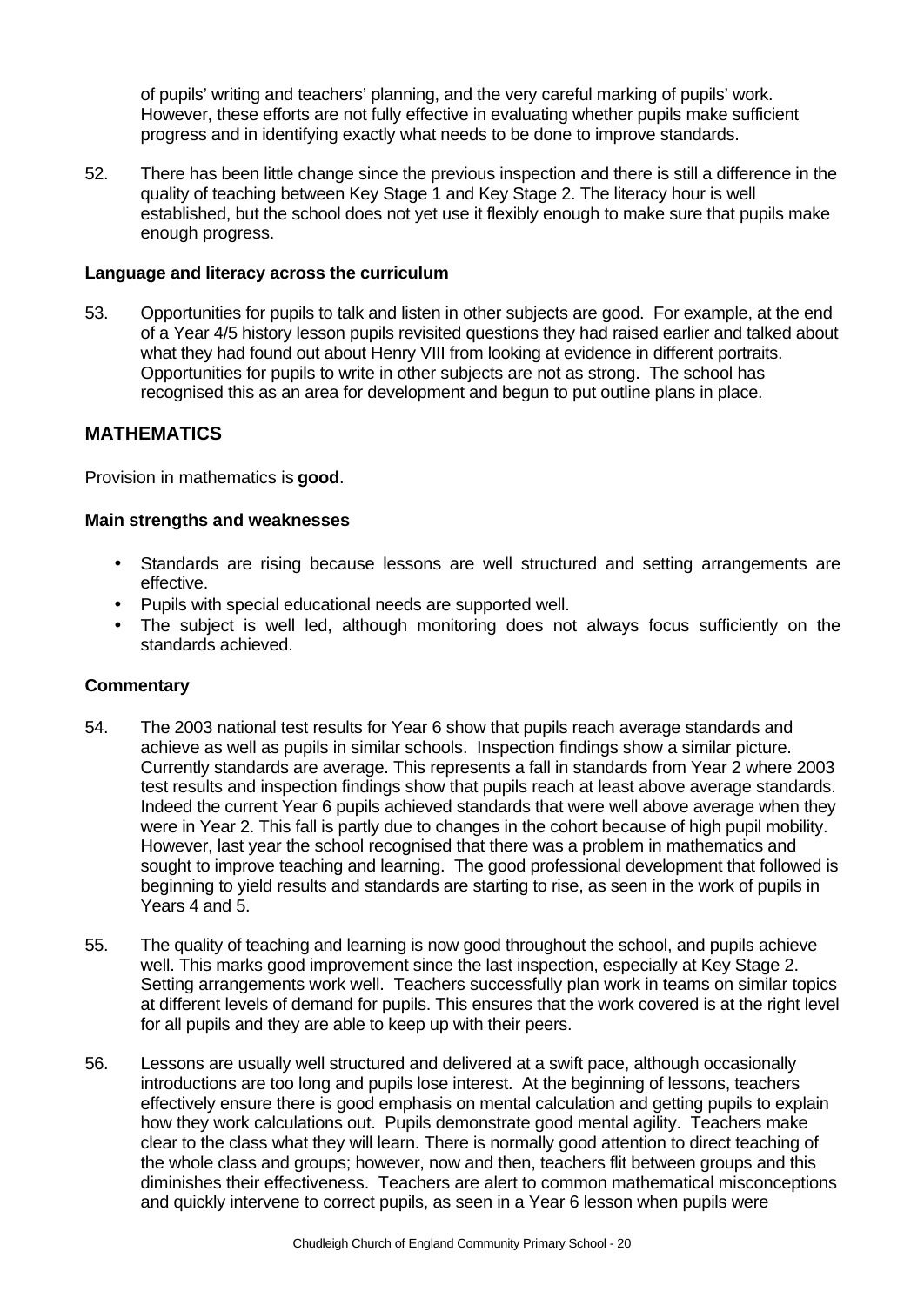of pupils' writing and teachers' planning, and the very careful marking of pupils' work. However, these efforts are not fully effective in evaluating whether pupils make sufficient progress and in identifying exactly what needs to be done to improve standards.

52. There has been little change since the previous inspection and there is still a difference in the quality of teaching between Key Stage 1 and Key Stage 2. The literacy hour is well established, but the school does not yet use it flexibly enough to make sure that pupils make enough progress.

**Language and literacy across the curriculum**

53. Opportunities for pupils to talk and listen in other subjects are good. For example, at the end of a Year 4/5 history lesson pupils revisited questions they had raised earlier and talked about what they had found out about Henry VIII from looking at evidence in different portraits. Opportunities for pupils to write in other subjects are not as strong. The school has recognised this as an area for development and begun to put outline plans in place.

## MATHEMATICS

Provision in mathematics is **good**.

**Main strengths and weaknesses**

- Standards are rising because lessons are well structured and setting arrangements are effective.
- Pupils with special educational needs are supported well.
- The subject is well led, although monitoring does not always focus sufficiently on the standards achieved.

**Commentary**

54. The 2003 national test results for Year 6 show that pupils reach average standards and achieve as well as pupils in similar schools. Inspection findings show a similar picture. Currently standards are average. This represents a fall in standards from Year 2 where 2003 test results and inspection findings show that pupils reach at least above average standards. Indeed the current Year 6 pupils achieved standards that were well above average when they were in Year 2. This fall is partly due to changes in the cohort because of high pupil mobility. However, last year the school recognised that there was a problem in mathematics and sought to improve teaching and learning. The good professional development that followed is beginning to yield results and standards are starting to rise, as seen in the work of pupils in Years 4 and 5.

55. The quality of teaching and learning is now good throughout the school, and pupils achieve well. This marks good improvement since the last inspection, especially at Key Stage 2. Setting arrangements work well. Teachers successfully plan work in teams on similar topics at different levels of demand for pupils. This ensures that the work covered is at the right level for all pupils and they are able to keep up with their peers.

56. Lessons are usually well structured and delivered at a swift pace, although occasionally introductions are too long and pupils lose interest. At the beginning of lessons, teachers effectively ensure there is good emphasis on mental calculation and getting pupils to explain how they work calculations out. Pupils demonstrate good mental agility. Teachers make clear to the class what they will learn. There is normally good attention to direct teaching of the whole class and groups; however, now and then, teachers flit between groups and this diminishes their effectiveness. Teachers are alert to common mathematical misconceptions and quickly intervene to correct pupils, as seen in a Year 6 lesson when pupils were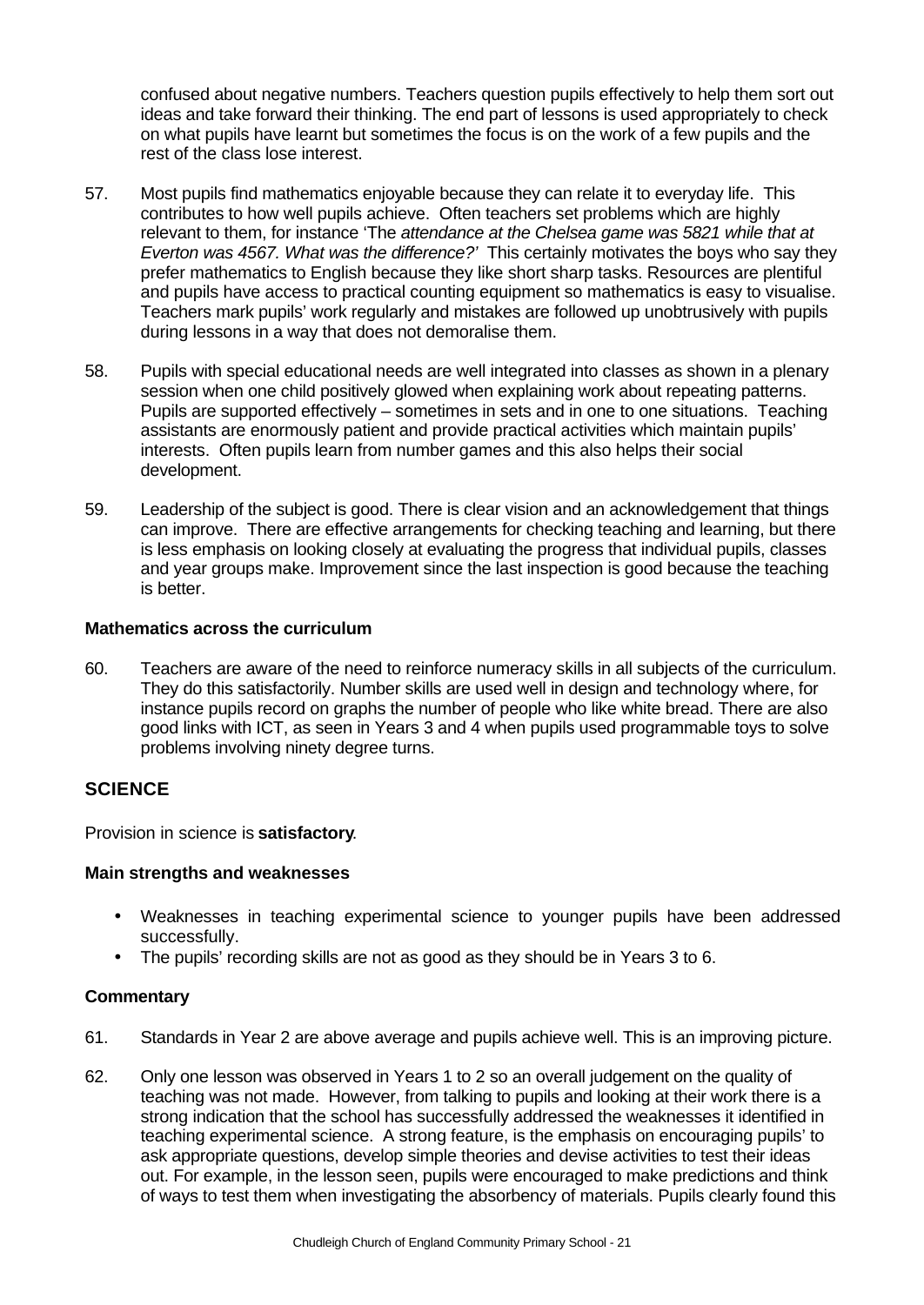confused about negative numbers. Teachers question pupils effectively to help them sort out ideas and take forward their thinking. The end part of lessons is used appropriately to check on what pupils have learnt but sometimes the focus is on the work of a few pupils and the rest of the class lose interest.

57. Most pupils find mathematics enjoyable because they can relate it to everyday life. This contributes to how well pupils achieve. Often teachers set problems which are highly relevant to them, for instance 'The *attendance at the Chelsea game was 5821 while that at Everton was 4567. What was the difference?'* This certainly motivates the boys who say they prefer mathematics to English because they like short sharp tasks. Resources are plentiful and pupils have access to practical counting equipment so mathematics is easy to visualise. Teachers mark pupils' work regularly and mistakes are followed up unobtrusively with pupils during lessons in a way that does not demoralise them.

58. Pupils with special educational needs are well integrated into classes as shown in a plenary session when one child positively glowed when explaining work about repeating patterns. Pupils are supported effectively – sometimes in sets and in one to one situations. Teaching assistants are enormously patient and provide practical activities which maintain pupils' interests. Often pupils learn from number games and this also helps their social development.

59. Leadership of the subject is good. There is clear vision and an acknowledgement that things can improve. There are effective arrangements for checking teaching and learning, but there is less emphasis on looking closely at evaluating the progress that individual pupils, classes and year groups make. Improvement since the last inspection is good because the teaching is better.

**Mathematics across the curriculum**

60. Teachers are aware of the need to reinforce numeracy skills in all subjects of the curriculum. They do this satisfactorily. Number skills are used well in design and technology where, for instance pupils record on graphs the number of people who like white bread. There are also good links with ICT, as seen in Years 3 and 4 when pupils used programmable toys to solve problems involving ninety degree turns.

## SCIENCE

Provision in science is **satisfactory**.

**Main strengths and weaknesses**

- Weaknesses in teaching experimental science to younger pupils have been addressed successfully.
- The pupils' recording skills are not as good as they should be in Years 3 to 6.

**Commentary**

61. Standards in Year 2 are above average and pupils achieve well. This is an improving picture.

62. Only one lesson was observed in Years 1 to 2 so an overall judgement on the quality of teaching was not made. However, from talking to pupils and looking at their work there is a strong indication that the school has successfully addressed the weaknesses it identified in teaching experimental science. A strong feature, is the emphasis on encouraging pupils' to ask appropriate questions, develop simple theories and devise activities to test their ideas out. For example, in the lesson seen, pupils were encouraged to make predictions and think of ways to test them when investigating the absorbency of materials. Pupils clearly found this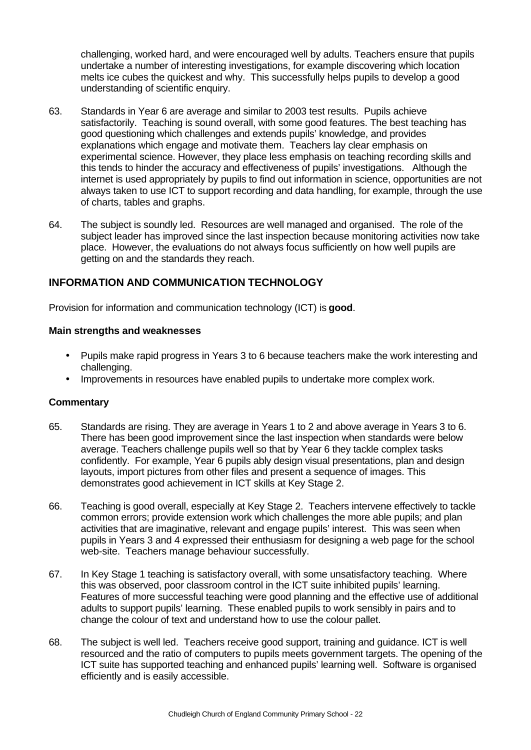challenging, worked hard, and were encouraged well by adults. Teachers ensure that pupils undertake a number of interesting investigations, for example discovering which location melts ice cubes the quickest and why. This successfully helps pupils to develop a good understanding of scientific enquiry.

63. Standards in Year 6 are average and similar to 2003 test results. Pupils achieve satisfactorily. Teaching is sound overall, with some good features. The best teaching has good questioning which challenges and extends pupils' knowledge, and provides explanations which engage and motivate them. Teachers lay clear emphasis on experimental science. However, they place less emphasis on teaching recording skills and this tends to hinder the accuracy and effectiveness of pupils' investigations. Although the internet is used appropriately by pupils to find out information in science, opportunities are not always taken to use ICT to support recording and data handling, for example, through the use of charts, tables and graphs.

64. The subject is soundly led. Resources are well managed and organised. The role of the subject leader has improved since the last inspection because monitoring activities now take place. However, the evaluations do not always focus sufficiently on how well pupils are getting on and the standards they reach.

## INFORMATION AND COMMUNICATION TECHNOLOGY

Provision for information and communication technology (ICT) is **good**.

### Main strengths and weaknesses

- Pupils make rapid progress in Years 3 to 6 because teachers make the work interesting and challenging.
- Improvements in resources have enabled pupils to undertake more complex work.

### Commentary

65. Standards are rising. They are average in Years 1 to 2 and above average in Years 3 to 6. There has been good improvement since the last inspection when standards were below average. Teachers challenge pupils well so that by Year 6 they tackle complex tasks confidently. For example, Year 6 pupils ably design visual presentations, plan and design layouts, import pictures from other files and present a sequence of images. This demonstrates good achievement in ICT skills at Key Stage 2.

66. Teaching is good overall, especially at Key Stage 2. Teachers intervene effectively to tackle common errors; provide extension work which challenges the more able pupils; and plan activities that are imaginative, relevant and engage pupils' interest. This was seen when pupils in Years 3 and 4 expressed their enthusiasm for designing a web page for the school web-site. Teachers manage behaviour successfully.

67. In Key Stage 1 teaching is satisfactory overall, with some unsatisfactory teaching. Where this was observed, poor classroom control in the ICT suite inhibited pupils' learning. Features of more successful teaching were good planning and the effective use of additional adults to support pupils' learning. These enabled pupils to work sensibly in pairs and to change the colour of text and understand how to use the colour pallet.

68. The subject is well led. Teachers receive good support, training and guidance. ICT is well resourced and the ratio of computers to pupils meets government targets. The opening of the ICT suite has supported teaching and enhanced pupils' learning well. Software is organised efficiently and is easily accessible.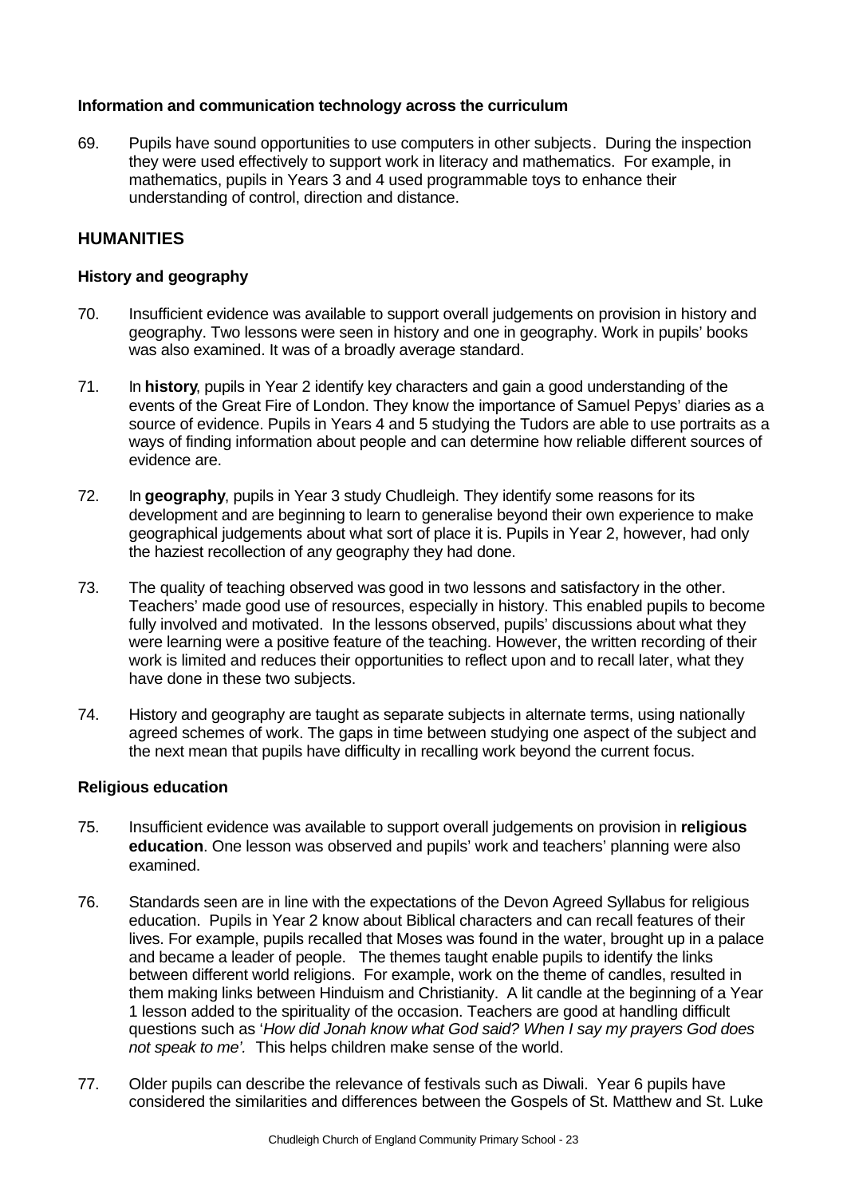### Information and communication technology across the curriculum

69. Pupils have sound opportunities to use computers in other subjects. During the inspection they were used effectively to support work in literacy and mathematics. For example, in mathematics, pupils in Years 3 and 4 used programmable toys to enhance their understanding of control, direction and distance.

## HUMANITIES

### History and geography

70. Insufficient evidence was available to support overall judgements on provision in history and geography. Two lessons were seen in history and one in geography. Work in pupils' books was also examined. It was of a broadly average standard.

71. In **history**, pupils in Year 2 identify key characters and gain a good understanding of the events of the Great Fire of London. They know the importance of Samuel Pepys' diaries as a source of evidence. Pupils in Years 4 and 5 studying the Tudors are able to use portraits as a ways of finding information about people and can determine how reliable different sources of evidence are.

72. In **geography**, pupils in Year 3 study Chudleigh. They identify some reasons for its development and are beginning to learn to generalise beyond their own experience to make geographical judgements about what sort of place it is. Pupils in Year 2, however, had only the haziest recollection of any geography they had done.

73. The quality of teaching observed was good in two lessons and satisfactory in the other. Teachers' made good use of resources, especially in history. This enabled pupils to become fully involved and motivated. In the lessons observed, pupils' discussions about what they were learning were a positive feature of the teaching. However, the written recording of their work is limited and reduces their opportunities to reflect upon and to recall later, what they have done in these two subjects.

74. History and geography are taught as separate subjects in alternate terms, using nationally agreed schemes of work. The gaps in time between studying one aspect of the subject and the next mean that pupils have difficulty in recalling work beyond the current focus.

### Religious education

75. Insufficient evidence was available to support overall judgements on provision in **religious education**. One lesson was observed and pupils' work and teachers' planning were also examined.

76. Standards seen are in line with the expectations of the Devon Agreed Syllabus for religious education. Pupils in Year 2 know about Biblical characters and can recall features of their lives. For example, pupils recalled that Moses was found in the water, brought up in a palace and became a leader of people. The themes taught enable pupils to identify the links between different world religions. For example, work on the theme of candles, resulted in them making links between Hinduism and Christianity. A lit candle at the beginning of a Year 1 lesson added to the spirituality of the occasion. Teachers are good at handling difficult questions such as '*How did Jonah know what God said? When I say my prayers God does not speak to me'.* This helps children make sense of the world.

77. Older pupils can describe the relevance of festivals such as Diwali. Year 6 pupils have considered the similarities and differences between the Gospels of St. Matthew and St. Luke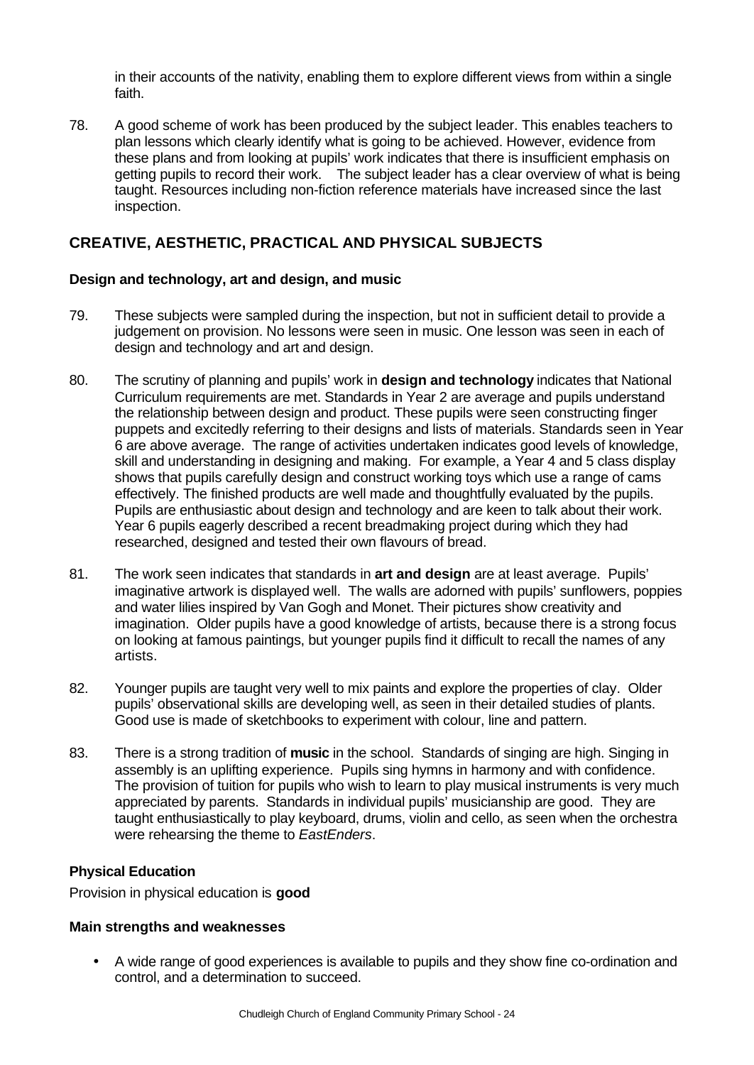in their accounts of the nativity, enabling them to explore different views from within a single faith.

78. A good scheme of work has been produced by the subject leader. This enables teachers to plan lessons which clearly identify what is going to be achieved. However, evidence from these plans and from looking at pupils' work indicates that there is insufficient emphasis on getting pupils to record their work. The subject leader has a clear overview of what is being taught. Resources including non-fiction reference materials have increased since the last inspection.

## CREATIVE, AESTHETIC, PRACTICAL AND PHYSICAL SUBJECTS

### Design and technology, art and design, and music

79. These subjects were sampled during the inspection, but not in sufficient detail to provide a judgement on provision. No lessons were seen in music. One lesson was seen in each of design and technology and art and design.

80. The scrutiny of planning and pupils' work in **design and technology** indicates that National Curriculum requirements are met. Standards in Year 2 are average and pupils understand the relationship between design and product. These pupils were seen constructing finger puppets and excitedly referring to their designs and lists of materials. Standards seen in Year 6 are above average. The range of activities undertaken indicates good levels of knowledge, skill and understanding in designing and making. For example, a Year 4 and 5 class display shows that pupils carefully design and construct working toys which use a range of cams effectively. The finished products are well made and thoughtfully evaluated by the pupils. Pupils are enthusiastic about design and technology and are keen to talk about their work. Year 6 pupils eagerly described a recent breadmaking project during which they had researched, designed and tested their own flavours of bread.

81. The work seen indicates that standards in **art and design** are at least average. Pupils' imaginative artwork is displayed well. The walls are adorned with pupils' sunflowers, poppies and water lilies inspired by Van Gogh and Monet. Their pictures show creativity and imagination. Older pupils have a good knowledge of artists, because there is a strong focus on looking at famous paintings, but younger pupils find it difficult to recall the names of any artists.

82. Younger pupils are taught very well to mix paints and explore the properties of clay. Older pupils' observational skills are developing well, as seen in their detailed studies of plants. Good use is made of sketchbooks to experiment with colour, line and pattern.

83. There is a strong tradition of **music** in the school. Standards of singing are high. Singing in assembly is an uplifting experience. Pupils sing hymns in harmony and with confidence. The provision of tuition for pupils who wish to learn to play musical instruments is very much appreciated by parents. Standards in individual pupils' musicianship are good. They are taught enthusiastically to play keyboard, drums, violin and cello, as seen when the orchestra were rehearsing the theme to *EastEnders*.

### Physical Education

Provision in physical education is **good**

### Main strengths and weaknesses

- A wide range of good experiences is available to pupils and they show fine co-ordination and control, and a determination to succeed.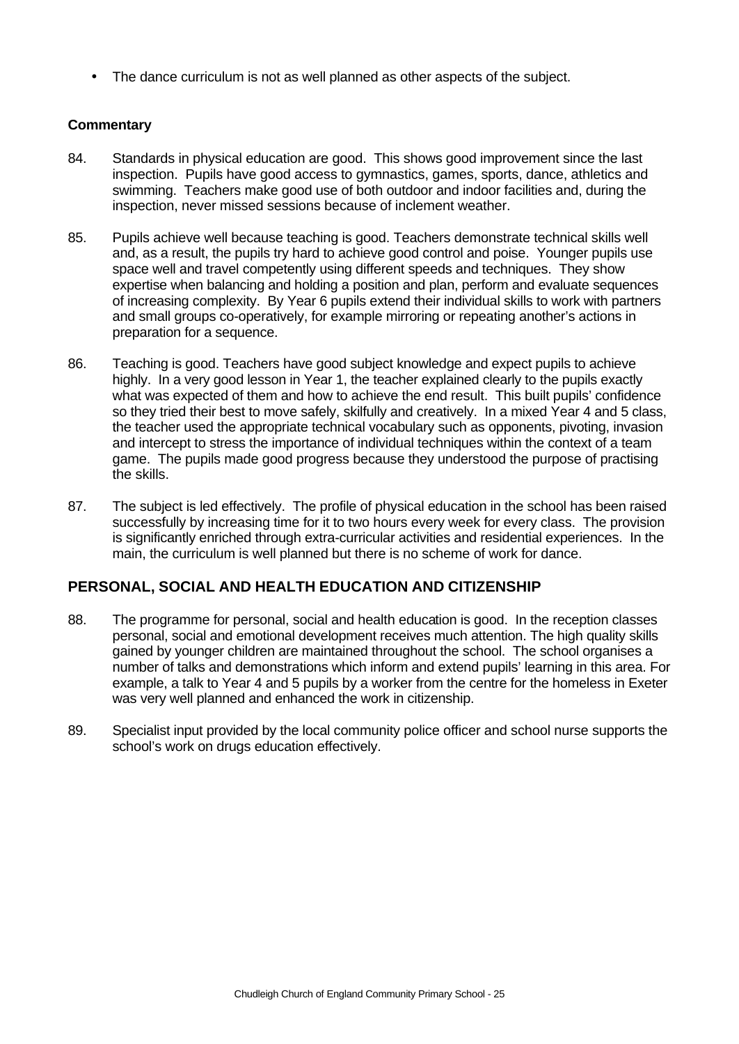- The dance curriculum is not as well planned as other aspects of the subject.

**Commentary**

84. Standards in physical education are good. This shows good improvement since the last inspection. Pupils have good access to gymnastics, games, sports, dance, athletics and swimming. Teachers make good use of both outdoor and indoor facilities and, during the inspection, never missed sessions because of inclement weather.

85. Pupils achieve well because teaching is good. Teachers demonstrate technical skills well and, as a result, the pupils try hard to achieve good control and poise. Younger pupils use space well and travel competently using different speeds and techniques. They show expertise when balancing and holding a position and plan, perform and evaluate sequences of increasing complexity. By Year 6 pupils extend their individual skills to work with partners and small groups co-operatively, for example mirroring or repeating another's actions in preparation for a sequence.

86. Teaching is good. Teachers have good subject knowledge and expect pupils to achieve highly. In a very good lesson in Year 1, the teacher explained clearly to the pupils exactly what was expected of them and how to achieve the end result. This built pupils' confidence so they tried their best to move safely, skilfully and creatively. In a mixed Year 4 and 5 class, the teacher used the appropriate technical vocabulary such as opponents, pivoting, invasion and intercept to stress the importance of individual techniques within the context of a team game. The pupils made good progress because they understood the purpose of practising the skills.

87. The subject is led effectively. The profile of physical education in the school has been raised successfully by increasing time for it to two hours every week for every class. The provision is significantly enriched through extra-curricular activities and residential experiences. In the main, the curriculum is well planned but there is no scheme of work for dance.

## PERSONAL, SOCIAL AND HEALTH EDUCATION AND CITIZENSHIP

88. The programme for personal, social and health education is good. In the reception classes personal, social and emotional development receives much attention. The high quality skills gained by younger children are maintained throughout the school. The school organises a number of talks and demonstrations which inform and extend pupils' learning in this area. For example, a talk to Year 4 and 5 pupils by a worker from the centre for the homeless in Exeter was very well planned and enhanced the work in citizenship.

89. Specialist input provided by the local community police officer and school nurse supports the school's work on drugs education effectively.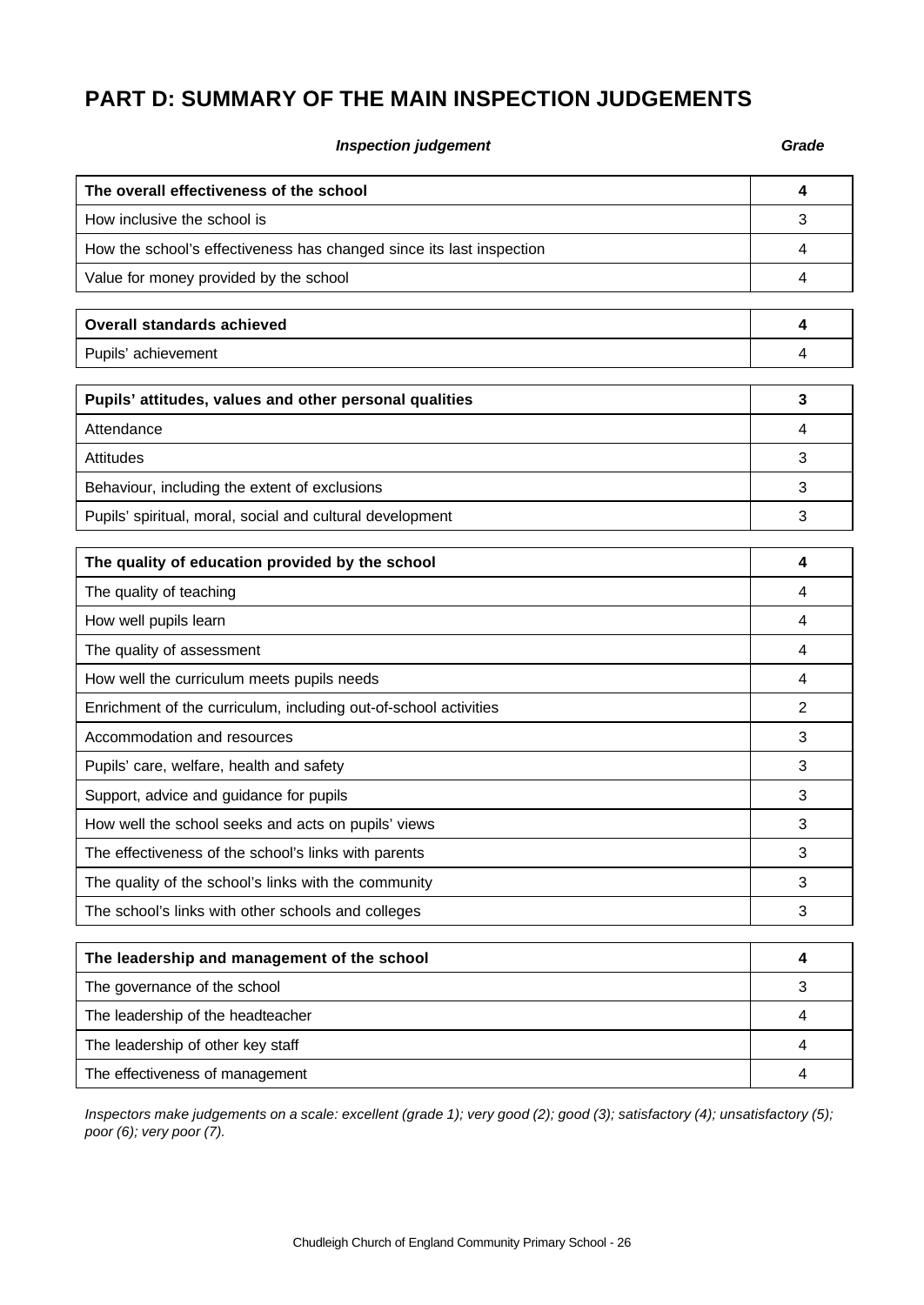# PART D: SUMMARY OF THE MAIN INSPECTION JUDGEMENTS

| *Inspection judgement* | *Grade* |
|---|---|
| **The overall effectiveness of the school** | **4** |
| How inclusive the school is | 3 |
| How the school's effectiveness has changed since its last inspection | 4 |
| Value for money provided by the school | 4 |
| **Overall standards achieved** | **4** |
| Pupils' achievement | 4 |
| **Pupils' attitudes, values and other personal qualities** | **3** |
| Attendance | 4 |
| Attitudes | 3 |
| Behaviour, including the extent of exclusions | 3 |
| Pupils' spiritual, moral, social and cultural development | 3 |
| **The quality of education provided by the school** | **4** |
| The quality of teaching | 4 |
| How well pupils learn | 4 |
| The quality of assessment | 4 |
| How well the curriculum meets pupils needs | 4 |
| Enrichment of the curriculum, including out-of-school activities | 2 |
| Accommodation and resources | 3 |
| Pupils' care, welfare, health and safety | 3 |
| Support, advice and guidance for pupils | 3 |
| How well the school seeks and acts on pupils' views | 3 |
| The effectiveness of the school's links with parents | 3 |
| The quality of the school's links with the community | 3 |
| The school's links with other schools and colleges | 3 |
| **The leadership and management of the school** | **4** |
| The governance of the school | 3 |
| The leadership of the headteacher | 4 |
| The leadership of other key staff | 4 |
| The effectiveness of management | 4 |

*Inspectors make judgements on a scale: excellent (grade 1); very good (2); good (3); satisfactory (4); unsatisfactory (5); poor (6); very poor (7).*